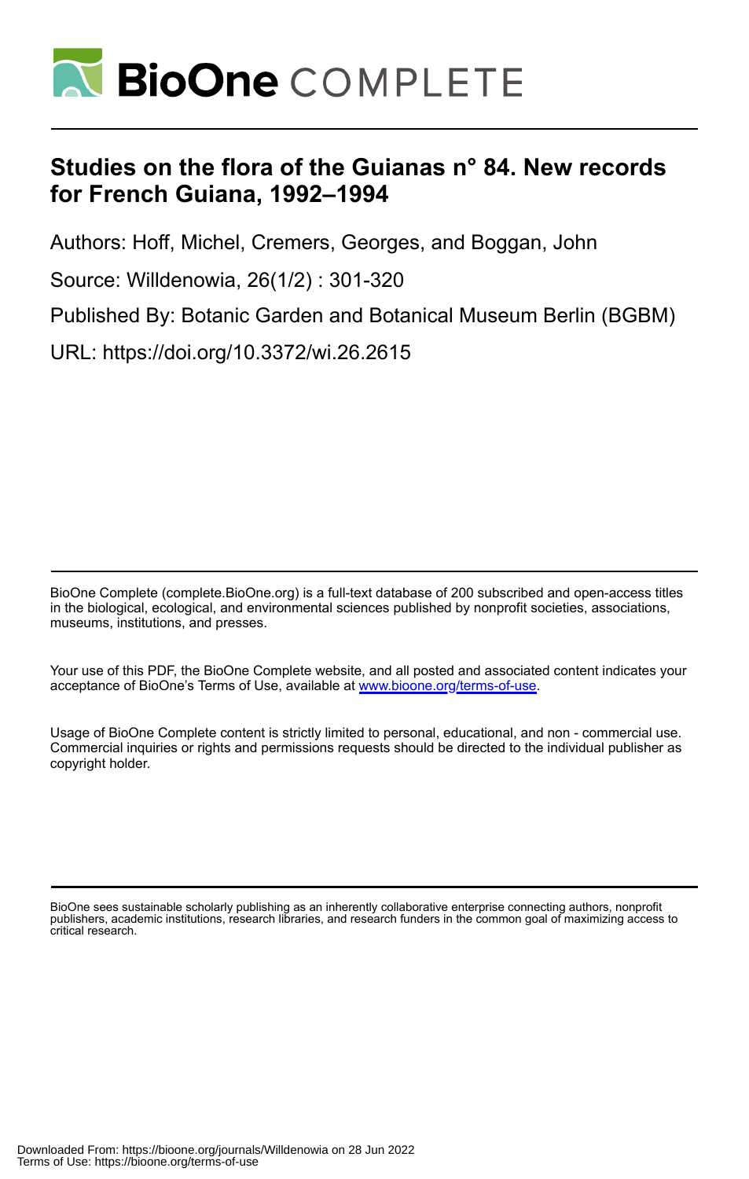# Studies on the flora of the Guianas n° 84. New records for French Guiana, 1992–1994

Authors: Hoff, Michel, Cremers, Georges, and Boggan, John

Source: Willdenowia, 26(1/2) : 301-320

Published By: Botanic Garden and Botanical Museum Berlin (BGBM)

URL: https://doi.org/10.3372/wi.26.2615

---

BioOne Complete (complete.BioOne.org) is a full-text database of 200 subscribed and open-access titles in the biological, ecological, and environmental sciences published by nonprofit societies, associations, museums, institutions, and presses.

Your use of this PDF, the BioOne Complete website, and all posted and associated content indicates your acceptance of BioOne's Terms of Use, available at www.bioone.org/terms-of-use.

Usage of BioOne Complete content is strictly limited to personal, educational, and non - commercial use. Commercial inquiries or rights and permissions requests should be directed to the individual publisher as copyright holder.

---

BioOne sees sustainable scholarly publishing as an inherently collaborative enterprise connecting authors, nonprofit publishers, academic institutions, research libraries, and research funders in the common goal of maximizing access to critical research.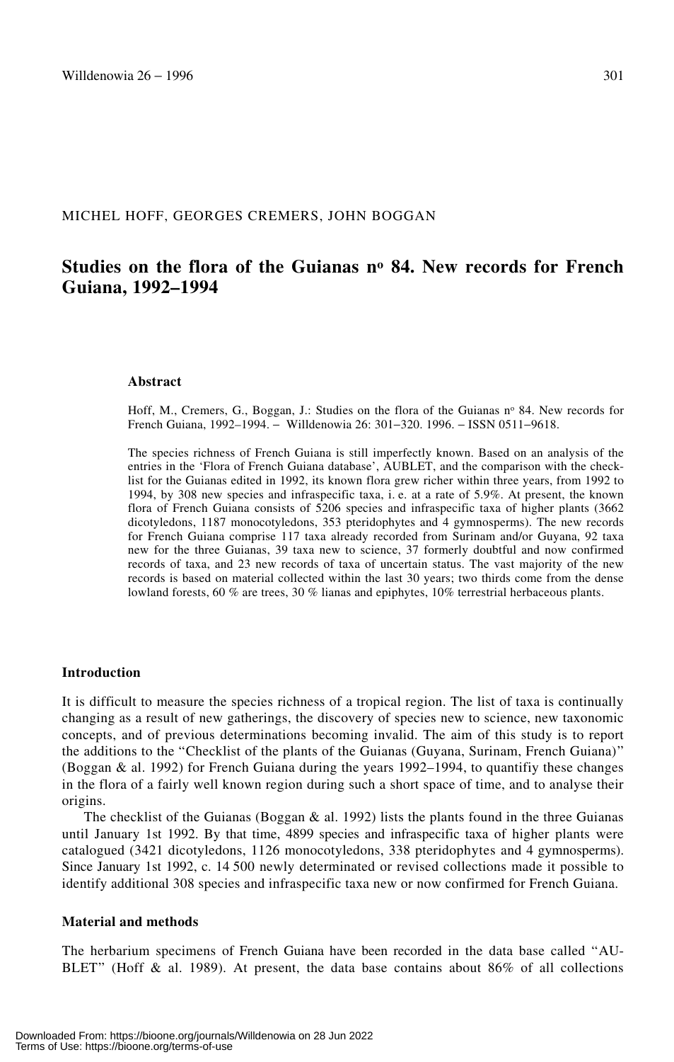MICHEL HOFF, GEORGES CREMERS, JOHN BOGGAN

# Studies on the flora of the Guianas n° 84. New records for French Guiana, 1992–1994

### Abstract

Hoff, M., Cremers, G., Boggan, J.: Studies on the flora of the Guianas n° 84. New records for French Guiana, 1992–1994. – Willdenowia 26: 301–320. 1996. – ISSN 0511–9618.

The species richness of French Guiana is still imperfectly known. Based on an analysis of the entries in the 'Flora of French Guiana database', AUBLET, and the comparison with the check-list for the Guianas edited in 1992, its known flora grew richer within three years, from 1992 to 1994, by 308 new species and infraspecific taxa, i. e. at a rate of 5.9%. At present, the known flora of French Guiana consists of 5206 species and infraspecific taxa of higher plants (3662 dicotyledons, 1187 monocotyledons, 353 pteridophytes and 4 gymnosperms). The new records for French Guiana comprise 117 taxa already recorded from Surinam and/or Guyana, 92 taxa new for the three Guianas, 39 taxa new to science, 37 formerly doubtful and now confirmed records of taxa, and 23 new records of taxa of uncertain status. The vast majority of the new records is based on material collected within the last 30 years; two thirds come from the dense lowland forests, 60 % are trees, 30 % lianas and epiphytes, 10% terrestrial herbaceous plants.

## Introduction

It is difficult to measure the species richness of a tropical region. The list of taxa is continually changing as a result of new gatherings, the discovery of species new to science, new taxonomic concepts, and of previous determinations becoming invalid. The aim of this study is to report the additions to the "Checklist of the plants of the Guianas (Guyana, Surinam, French Guiana)" (Boggan & al. 1992) for French Guiana during the years 1992–1994, to quantifiy these changes in the flora of a fairly well known region during such a short space of time, and to analyse their origins.

The checklist of the Guianas (Boggan & al. 1992) lists the plants found in the three Guianas until January 1st 1992. By that time, 4899 species and infraspecific taxa of higher plants were catalogued (3421 dicotyledons, 1126 monocotyledons, 338 pteridophytes and 4 gymnosperms). Since January 1st 1992, c. 14 500 newly determinated or revised collections made it possible to identify additional 308 species and infraspecific taxa new or now confirmed for French Guiana.

## Material and methods

The herbarium specimens of French Guiana have been recorded in the data base called "AUBLET" (Hoff & al. 1989). At present, the data base contains about 86% of all collections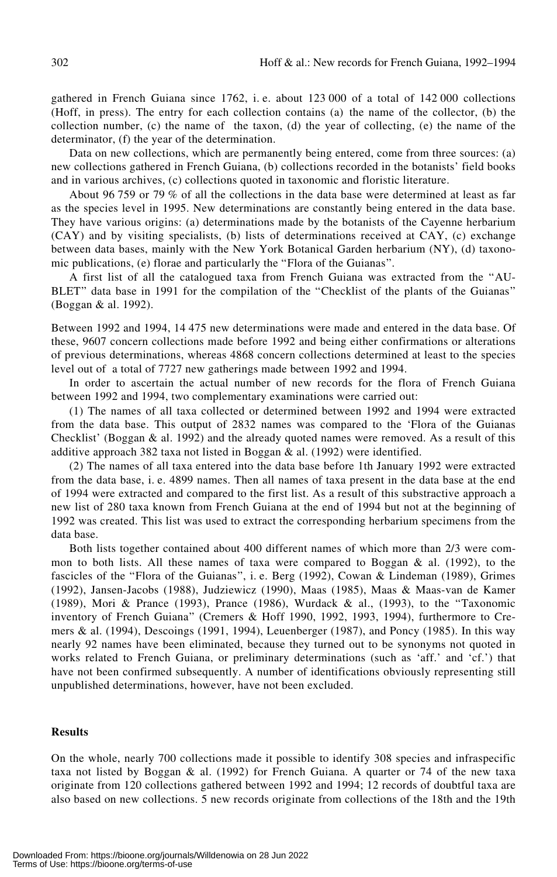gathered in French Guiana since 1762, i. e. about 123 000 of a total of 142 000 collections (Hoff, in press). The entry for each collection contains (a) the name of the collector, (b) the collection number, (c) the name of the taxon, (d) the year of collecting, (e) the name of the determinator, (f) the year of the determination.

Data on new collections, which are permanently being entered, come from three sources: (a) new collections gathered in French Guiana, (b) collections recorded in the botanists' field books and in various archives, (c) collections quoted in taxonomic and floristic literature.

About 96 759 or 79 % of all the collections in the data base were determined at least as far as the species level in 1995. New determinations are constantly being entered in the data base. They have various origins: (a) determinations made by the botanists of the Cayenne herbarium (CAY) and by visiting specialists, (b) lists of determinations received at CAY, (c) exchange between data bases, mainly with the New York Botanical Garden herbarium (NY), (d) taxonomic publications, (e) florae and particularly the "Flora of the Guianas".

A first list of all the catalogued taxa from French Guiana was extracted from the "AUBLET" data base in 1991 for the compilation of the "Checklist of the plants of the Guianas" (Boggan & al. 1992).

Between 1992 and 1994, 14 475 new determinations were made and entered in the data base. Of these, 9607 concern collections made before 1992 and being either confirmations or alterations of previous determinations, whereas 4868 concern collections determined at least to the species level out of a total of 7727 new gatherings made between 1992 and 1994.

In order to ascertain the actual number of new records for the flora of French Guiana between 1992 and 1994, two complementary examinations were carried out:

(1) The names of all taxa collected or determined between 1992 and 1994 were extracted from the data base. This output of 2832 names was compared to the 'Flora of the Guianas Checklist' (Boggan & al. 1992) and the already quoted names were removed. As a result of this additive approach 382 taxa not listed in Boggan & al. (1992) were identified.

(2) The names of all taxa entered into the data base before 1th January 1992 were extracted from the data base, i. e. 4899 names. Then all names of taxa present in the data base at the end of 1994 were extracted and compared to the first list. As a result of this substractive approach a new list of 280 taxa known from French Guiana at the end of 1994 but not at the beginning of 1992 was created. This list was used to extract the corresponding herbarium specimens from the data base.

Both lists together contained about 400 different names of which more than 2/3 were common to both lists. All these names of taxa were compared to Boggan & al. (1992), to the fascicles of the "Flora of the Guianas", i. e. Berg (1992), Cowan & Lindeman (1989), Grimes (1992), Jansen-Jacobs (1988), Judziewicz (1990), Maas (1985), Maas & Maas-van de Kamer (1989), Mori & Prance (1993), Prance (1986), Wurdack & al., (1993), to the "Taxonomic inventory of French Guiana" (Cremers & Hoff 1990, 1992, 1993, 1994), furthermore to Cremers & al. (1994), Descoings (1991, 1994), Leuenberger (1987), and Poncy (1985). In this way nearly 92 names have been eliminated, because they turned out to be synonyms not quoted in works related to French Guiana, or preliminary determinations (such as 'aff.' and 'cf.') that have not been confirmed subsequently. A number of identifications obviously representing still unpublished determinations, however, have not been excluded.

## Results

On the whole, nearly 700 collections made it possible to identify 308 species and infraspecific taxa not listed by Boggan & al. (1992) for French Guiana. A quarter or 74 of the new taxa originate from 120 collections gathered between 1992 and 1994; 12 records of doubtful taxa are also based on new collections. 5 new records originate from collections of the 18th and the 19th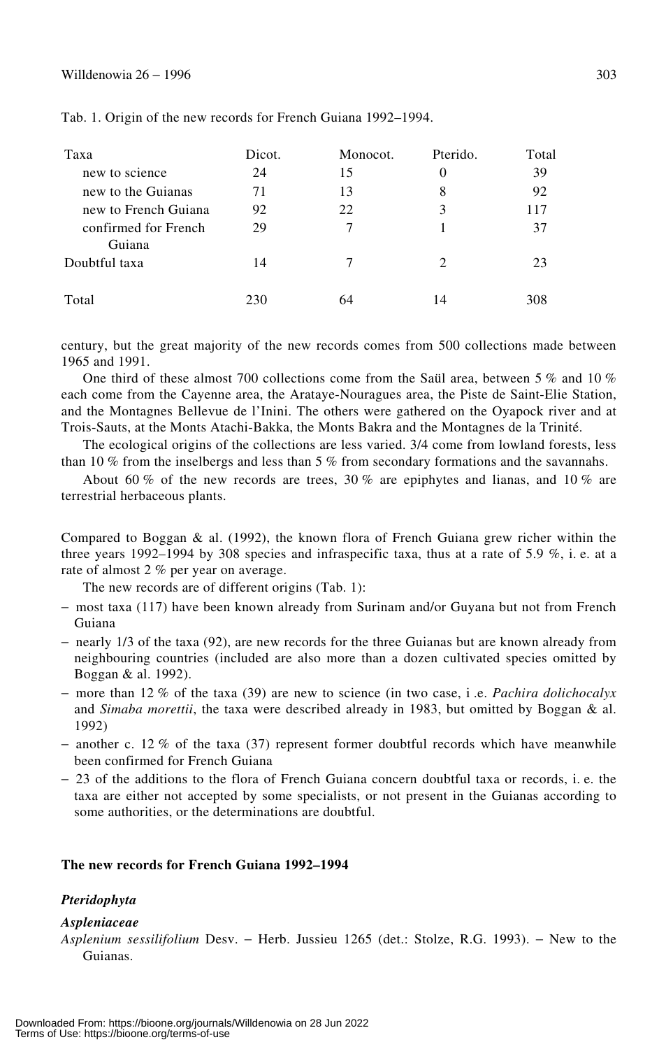Tab. 1. Origin of the new records for French Guiana 1992–1994.

| Taxa | Dicot. | Monocot. | Pterido. | Total |
|---|---|---|---|---|
| new to science | 24 | 15 | 0 | 39 |
| new to the Guianas | 71 | 13 | 8 | 92 |
| new to French Guiana | 92 | 22 | 3 | 117 |
| confirmed for French Guiana | 29 | 7 | 1 | 37 |
| Doubtful taxa | 14 | 7 | 2 | 23 |
| Total | 230 | 64 | 14 | 308 |

century, but the great majority of the new records comes from 500 collections made between 1965 and 1991.

One third of these almost 700 collections come from the Saül area, between 5 % and 10 % each come from the Cayenne area, the Arataye-Nouragues area, the Piste de Saint-Elie Station, and the Montagnes Bellevue de l'Inini. The others were gathered on the Oyapock river and at Trois-Sauts, at the Monts Atachi-Bakka, the Monts Bakra and the Montagnes de la Trinité.

The ecological origins of the collections are less varied. 3/4 come from lowland forests, less than 10 % from the inselbergs and less than 5 % from secondary formations and the savannahs.

About 60 % of the new records are trees, 30 % are epiphytes and lianas, and 10 % are terrestrial herbaceous plants.

Compared to Boggan & al. (1992), the known flora of French Guiana grew richer within the three years 1992–1994 by 308 species and infraspecific taxa, thus at a rate of 5.9 %, i. e. at a rate of almost 2 % per year on average.

The new records are of different origins (Tab. 1):

- most taxa (117) have been known already from Surinam and/or Guyana but not from French Guiana
- nearly 1/3 of the taxa (92), are new records for the three Guianas but are known already from neighbouring countries (included are also more than a dozen cultivated species omitted by Boggan & al. 1992).
- more than 12 % of the taxa (39) are new to science (in two case, i .e. *Pachira dolichocalyx* and *Simaba morettii*, the taxa were described already in 1983, but omitted by Boggan & al. 1992)
- another c. 12 % of the taxa (37) represent former doubtful records which have meanwhile been confirmed for French Guiana
- 23 of the additions to the flora of French Guiana concern doubtful taxa or records, i. e. the taxa are either not accepted by some specialists, or not present in the Guianas according to some authorities, or the determinations are doubtful.

## The new records for French Guiana 1992–1994

### *Pteridophyta*

#### *Aspleniaceae*

*Asplenium sessilifolium* Desv. – Herb. Jussieu 1265 (det.: Stolze, R.G. 1993). – New to the Guianas.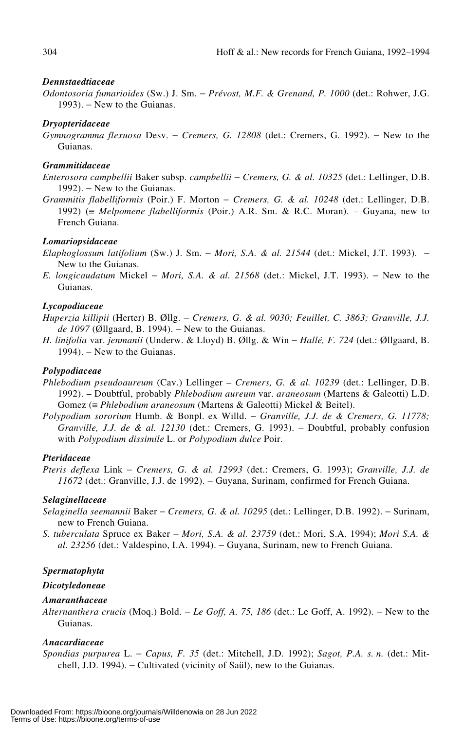### *Dennstaedtiaceae*

*Odontosoria fumarioides* (Sw.) J. Sm. – *Prévost, M.F. & Grenand, P. 1000* (det.: Rohwer, J.G. 1993). – New to the Guianas.

### *Dryopteridaceae*

*Gymnogramma flexuosa* Desv. – *Cremers, G. 12808* (det.: Cremers, G. 1992). – New to the Guianas.

### *Grammitidaceae*

*Enterosora campbellii* Baker subsp. *campbellii* – *Cremers, G. & al. 10325* (det.: Lellinger, D.B. 1992). – New to the Guianas.

*Grammitis flabelliformis* (Poir.) F. Morton – *Cremers, G. & al. 10248* (det.: Lellinger, D.B. 1992) (≡ *Melpomene flabelliformis* (Poir.) A.R. Sm. & R.C. Moran). – Guyana, new to French Guiana.

### *Lomariopsidaceae*

*Elaphoglossum latifolium* (Sw.) J. Sm. – *Mori, S.A. & al. 21544* (det.: Mickel, J.T. 1993). – New to the Guianas.

*E. longicaudatum* Mickel – *Mori, S.A. & al. 21568* (det.: Mickel, J.T. 1993). – New to the Guianas.

### *Lycopodiaceae*

*Huperzia killipii* (Herter) B. Øllg. – *Cremers, G. & al. 9030; Feuillet, C. 3863; Granville, J.J. de 1097* (Øllgaard, B. 1994). – New to the Guianas.

*H. linifolia* var. *jenmanii* (Underw. & Lloyd) B. Øllg. & Win – *Hallé, F. 724* (det.: Øllgaard, B. 1994). – New to the Guianas.

### *Polypodiaceae*

*Phlebodium pseudoaureum* (Cav.) Lellinger – *Cremers, G. & al. 10239* (det.: Lellinger, D.B. 1992). – Doubtful, probably *Phlebodium aureum* var. *araneosum* (Martens & Galeotti) L.D. Gomez (≡ *Phlebodium araneosum* (Martens & Galeotti) Mickel & Beitel).

*Polypodium sororium* Humb. & Bonpl. ex Willd. – *Granville, J.J. de & Cremers, G. 11778; Granville, J.J. de & al. 12130* (det.: Cremers, G. 1993). – Doubtful, probably confusion with *Polypodium dissimile* L. or *Polypodium dulce* Poir.

### *Pteridaceae*

*Pteris deflexa* Link – *Cremers, G. & al. 12993* (det.: Cremers, G. 1993); *Granville, J.J. de 11672* (det.: Granville, J.J. de 1992). – Guyana, Surinam, confirmed for French Guiana.

### *Selaginellaceae*

*Selaginella seemannii* Baker – *Cremers, G. & al. 10295* (det.: Lellinger, D.B. 1992). – Surinam, new to French Guiana.

*S. tuberculata* Spruce ex Baker – *Mori, S.A. & al. 23759* (det.: Mori, S.A. 1994); *Mori S.A. & al. 23256* (det.: Valdespino, I.A. 1994). – Guyana, Surinam, new to French Guiana.

## *Spermatophyta*

## *Dicotyledoneae*

### *Amaranthaceae*

*Alternanthera crucis* (Moq.) Bold. – *Le Goff, A. 75, 186* (det.: Le Goff, A. 1992). – New to the Guianas.

### *Anacardiaceae*

*Spondias purpurea* L. – *Capus, F. 35* (det.: Mitchell, J.D. 1992); *Sagot, P.A. s. n.* (det.: Mitchell, J.D. 1994). – Cultivated (vicinity of Saül), new to the Guianas.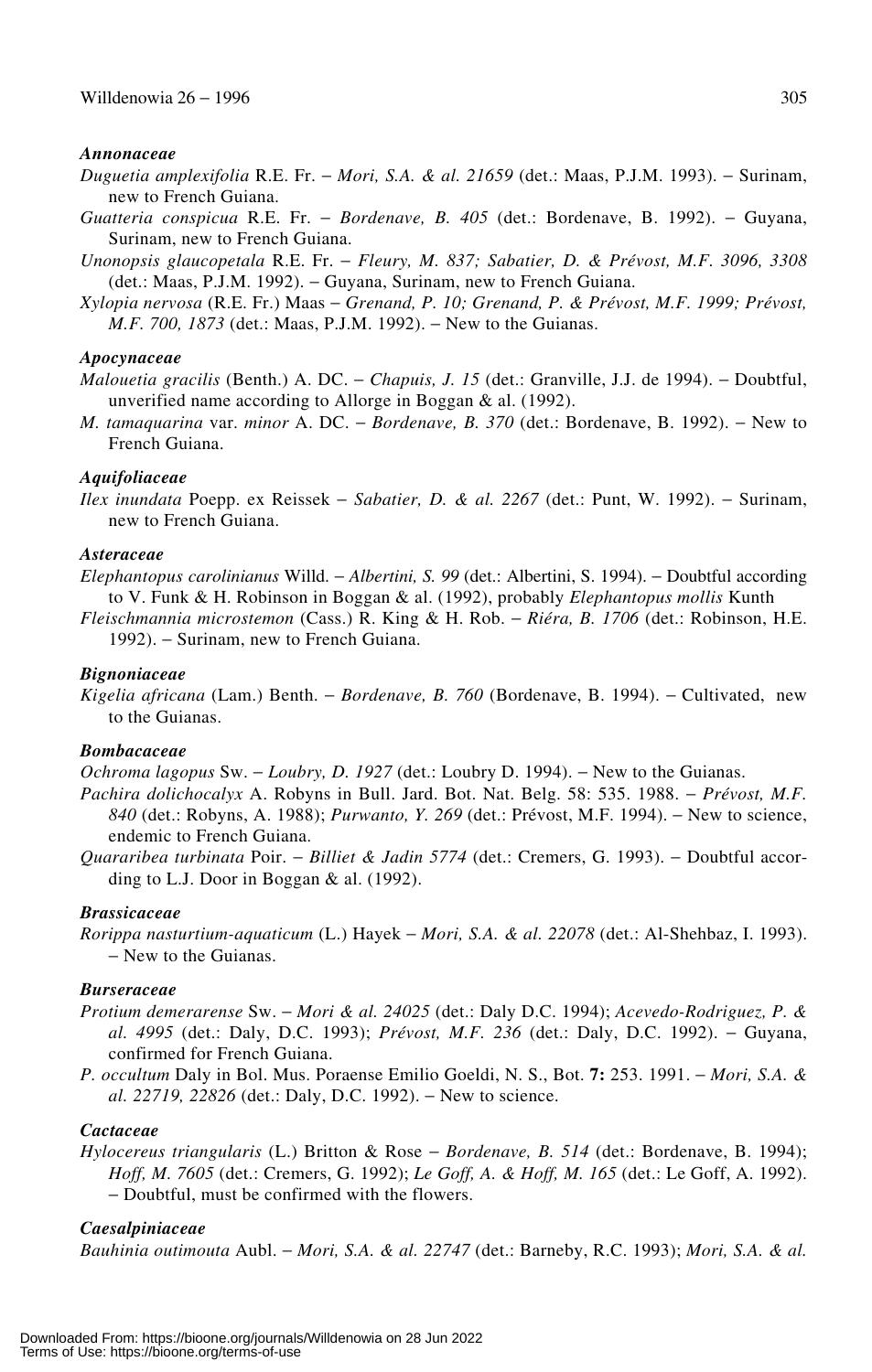### *Annonaceae*

*Duguetia amplexifolia* R.E. Fr. – *Mori, S.A. & al. 21659* (det.: Maas, P.J.M. 1993). – Surinam, new to French Guiana.

*Guatteria conspicua* R.E. Fr. – *Bordenave, B. 405* (det.: Bordenave, B. 1992). – Guyana, Surinam, new to French Guiana.

*Unonopsis glaucopetala* R.E. Fr. – *Fleury, M. 837; Sabatier, D. & Prévost, M.F. 3096, 3308* (det.: Maas, P.J.M. 1992). – Guyana, Surinam, new to French Guiana.

*Xylopia nervosa* (R.E. Fr.) Maas – *Grenand, P. 10; Grenand, P. & Prévost, M.F. 1999; Prévost, M.F. 700, 1873* (det.: Maas, P.J.M. 1992). – New to the Guianas.

### *Apocynaceae*

*Malouetia gracilis* (Benth.) A. DC. – *Chapuis, J. 15* (det.: Granville, J.J. de 1994). – Doubtful, unverified name according to Allorge in Boggan & al. (1992).

*M. tamaquarina* var. *minor* A. DC. – *Bordenave, B. 370* (det.: Bordenave, B. 1992). – New to French Guiana.

### *Aquifoliaceae*

*Ilex inundata* Poepp. ex Reissek – *Sabatier, D. & al. 2267* (det.: Punt, W. 1992). – Surinam, new to French Guiana.

### *Asteraceae*

*Elephantopus carolinianus* Willd. – *Albertini, S. 99* (det.: Albertini, S. 1994). – Doubtful according to V. Funk & H. Robinson in Boggan & al. (1992), probably *Elephantopus mollis* Kunth

*Fleischmannia microstemon* (Cass.) R. King & H. Rob. – *Riéra, B. 1706* (det.: Robinson, H.E. 1992). – Surinam, new to French Guiana.

### *Bignoniaceae*

*Kigelia africana* (Lam.) Benth. – *Bordenave, B. 760* (Bordenave, B. 1994). – Cultivated, new to the Guianas.

### *Bombacaceae*

*Ochroma lagopus* Sw. – *Loubry, D. 1927* (det.: Loubry D. 1994). – New to the Guianas.

*Pachira dolichocalyx* A. Robyns in Bull. Jard. Bot. Nat. Belg. 58: 535. 1988. – *Prévost, M.F. 840* (det.: Robyns, A. 1988); *Purwanto, Y. 269* (det.: Prévost, M.F. 1994). – New to science, endemic to French Guiana.

*Quararibea turbinata* Poir. – *Billiet & Jadin 5774* (det.: Cremers, G. 1993). – Doubtful according to L.J. Door in Boggan & al. (1992).

### *Brassicaceae*

*Rorippa nasturtium-aquaticum* (L.) Hayek – *Mori, S.A. & al. 22078* (det.: Al-Shehbaz, I. 1993). – New to the Guianas.

### *Burseraceae*

*Protium demerarense* Sw. – *Mori & al. 24025* (det.: Daly D.C. 1994); *Acevedo-Rodriguez, P. & al. 4995* (det.: Daly, D.C. 1993); *Prévost, M.F. 236* (det.: Daly, D.C. 1992). – Guyana, confirmed for French Guiana.

*P. occultum* Daly in Bol. Mus. Poraense Emilio Goeldi, N. S., Bot. **7:** 253. 1991. – *Mori, S.A. & al. 22719, 22826* (det.: Daly, D.C. 1992). – New to science.

### *Cactaceae*

*Hylocereus triangularis* (L.) Britton & Rose – *Bordenave, B. 514* (det.: Bordenave, B. 1994); *Hoff, M. 7605* (det.: Cremers, G. 1992); *Le Goff, A. & Hoff, M. 165* (det.: Le Goff, A. 1992). – Doubtful, must be confirmed with the flowers.

### *Caesalpiniaceae*

*Bauhinia outimouta* Aubl. – *Mori, S.A. & al. 22747* (det.: Barneby, R.C. 1993); *Mori, S.A. & al.*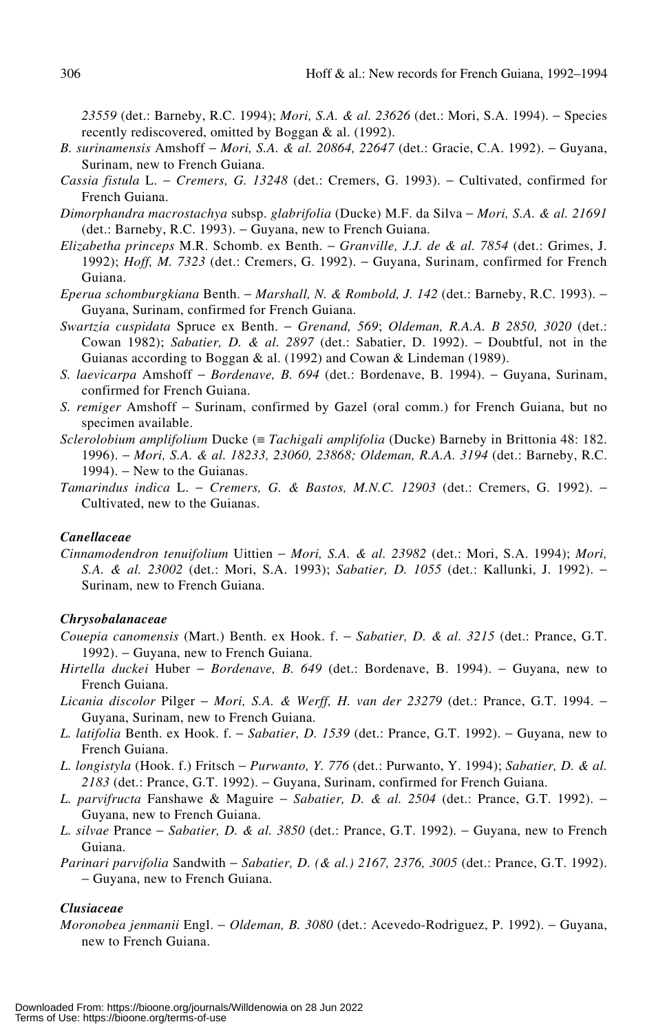*23559* (det.: Barneby, R.C. 1994); *Mori, S.A. & al. 23626* (det.: Mori, S.A. 1994). – Species recently rediscovered, omitted by Boggan & al. (1992).

*B. surinamensis* Amshoff – *Mori, S.A. & al. 20864, 22647* (det.: Gracie, C.A. 1992). – Guyana, Surinam, new to French Guiana.

*Cassia fistula* L. – *Cremers, G. 13248* (det.: Cremers, G. 1993). – Cultivated, confirmed for French Guiana.

*Dimorphandra macrostachya* subsp. *glabrifolia* (Ducke) M.F. da Silva – *Mori, S.A. & al. 21691* (det.: Barneby, R.C. 1993). – Guyana, new to French Guiana.

*Elizabetha princeps* M.R. Schomb. ex Benth. – *Granville, J.J. de & al. 7854* (det.: Grimes, J. 1992); *Hoff, M. 7323* (det.: Cremers, G. 1992). – Guyana, Surinam, confirmed for French Guiana.

*Eperua schomburgkiana* Benth. – *Marshall, N. & Rombold, J. 142* (det.: Barneby, R.C. 1993). – Guyana, Surinam, confirmed for French Guiana.

*Swartzia cuspidata* Spruce ex Benth. – *Grenand, 569*; *Oldeman, R.A.A. B 2850, 3020* (det.: Cowan 1982); *Sabatier, D. & al. 2897* (det.: Sabatier, D. 1992). – Doubtful, not in the Guianas according to Boggan & al. (1992) and Cowan & Lindeman (1989).

*S. laevicarpa* Amshoff – *Bordenave, B. 694* (det.: Bordenave, B. 1994). – Guyana, Surinam, confirmed for French Guiana.

*S. remiger* Amshoff – Surinam, confirmed by Gazel (oral comm.) for French Guiana, but no specimen available.

*Sclerolobium amplifolium* Ducke (≡ *Tachigali amplifolia* (Ducke) Barneby in Brittonia 48: 182. 1996). – *Mori, S.A. & al. 18233, 23060, 23868; Oldeman, R.A.A. 3194* (det.: Barneby, R.C. 1994). – New to the Guianas.

*Tamarindus indica* L. – *Cremers, G. & Bastos, M.N.C. 12903* (det.: Cremers, G. 1992). – Cultivated, new to the Guianas.

### Canellaceae

*Cinnamodendron tenuifolium* Uittien – *Mori, S.A. & al. 23982* (det.: Mori, S.A. 1994); *Mori, S.A. & al. 23002* (det.: Mori, S.A. 1993); *Sabatier, D. 1055* (det.: Kallunki, J. 1992). – Surinam, new to French Guiana.

### Chrysobalanaceae

*Couepia canomensis* (Mart.) Benth. ex Hook. f. – *Sabatier, D. & al. 3215* (det.: Prance, G.T. 1992). – Guyana, new to French Guiana.

*Hirtella duckei* Huber – *Bordenave, B. 649* (det.: Bordenave, B. 1994). – Guyana, new to French Guiana.

*Licania discolor* Pilger – *Mori, S.A. & Werff, H. van der 23279* (det.: Prance, G.T. 1994. – Guyana, Surinam, new to French Guiana.

*L. latifolia* Benth. ex Hook. f. – *Sabatier, D. 1539* (det.: Prance, G.T. 1992). – Guyana, new to French Guiana.

*L. longistyla* (Hook. f.) Fritsch – *Purwanto, Y. 776* (det.: Purwanto, Y. 1994); *Sabatier, D. & al. 2183* (det.: Prance, G.T. 1992). – Guyana, Surinam, confirmed for French Guiana.

*L. parvifructa* Fanshawe & Maguire – *Sabatier, D. & al. 2504* (det.: Prance, G.T. 1992). – Guyana, new to French Guiana.

*L. silvae* Prance – *Sabatier, D. & al. 3850* (det.: Prance, G.T. 1992). – Guyana, new to French Guiana.

*Parinari parvifolia* Sandwith – *Sabatier, D. (& al.) 2167, 2376, 3005* (det.: Prance, G.T. 1992). – Guyana, new to French Guiana.

### Clusiaceae

*Moronobea jenmanii* Engl. – *Oldeman, B. 3080* (det.: Acevedo-Rodriguez, P. 1992). – Guyana, new to French Guiana.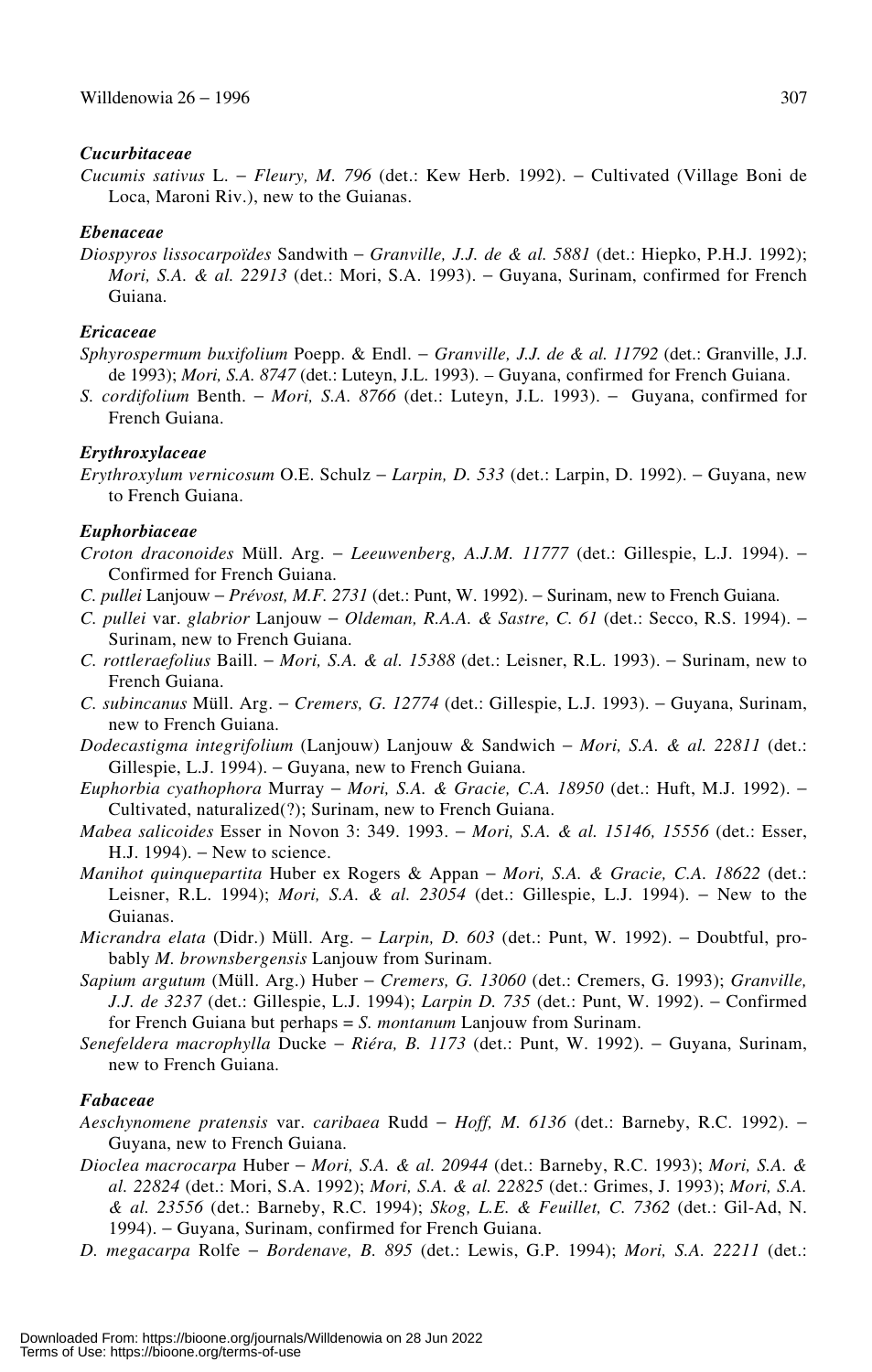### *Cucurbitaceae*

*Cucumis sativus* L. – *Fleury, M. 796* (det.: Kew Herb. 1992). – Cultivated (Village Boni de Loca, Maroni Riv.), new to the Guianas.

### *Ebenaceae*

*Diospyros lissocarpoïdes* Sandwith – *Granville, J.J. de & al. 5881* (det.: Hiepko, P.H.J. 1992); *Mori, S.A. & al. 22913* (det.: Mori, S.A. 1993). – Guyana, Surinam, confirmed for French Guiana.

### *Ericaceae*

*Sphyrospermum buxifolium* Poepp. & Endl. – *Granville, J.J. de & al. 11792* (det.: Granville, J.J. de 1993); *Mori, S.A. 8747* (det.: Luteyn, J.L. 1993). – Guyana, confirmed for French Guiana.

*S. cordifolium* Benth. – *Mori, S.A. 8766* (det.: Luteyn, J.L. 1993). – Guyana, confirmed for French Guiana.

### *Erythroxylaceae*

*Erythroxylum vernicosum* O.E. Schulz – *Larpin, D. 533* (det.: Larpin, D. 1992). – Guyana, new to French Guiana.

### *Euphorbiaceae*

*Croton draconoides* Müll. Arg. – *Leeuwenberg, A.J.M. 11777* (det.: Gillespie, L.J. 1994). – Confirmed for French Guiana.

*C. pullei* Lanjouw – *Prévost, M.F. 2731* (det.: Punt, W. 1992). – Surinam, new to French Guiana.

*C. pullei* var. *glabrior* Lanjouw – *Oldeman, R.A.A. & Sastre, C. 61* (det.: Secco, R.S. 1994). – Surinam, new to French Guiana.

*C. rottleraefolius* Baill. – *Mori, S.A. & al. 15388* (det.: Leisner, R.L. 1993). – Surinam, new to French Guiana.

*C. subincanus* Müll. Arg. – *Cremers, G. 12774* (det.: Gillespie, L.J. 1993). – Guyana, Surinam, new to French Guiana.

*Dodecastigma integrifolium* (Lanjouw) Lanjouw & Sandwich – *Mori, S.A. & al. 22811* (det.: Gillespie, L.J. 1994). – Guyana, new to French Guiana.

*Euphorbia cyathophora* Murray – *Mori, S.A. & Gracie, C.A. 18950* (det.: Huft, M.J. 1992). – Cultivated, naturalized(?); Surinam, new to French Guiana.

*Mabea salicoides* Esser in Novon 3: 349. 1993. – *Mori, S.A. & al. 15146, 15556* (det.: Esser, H.J. 1994). – New to science.

*Manihot quinquepartita* Huber ex Rogers & Appan – *Mori, S.A. & Gracie, C.A. 18622* (det.: Leisner, R.L. 1994); *Mori, S.A. & al. 23054* (det.: Gillespie, L.J. 1994). – New to the Guianas.

*Micrandra elata* (Didr.) Müll. Arg. – *Larpin, D. 603* (det.: Punt, W. 1992). – Doubtful, probably *M. brownsbergensis* Lanjouw from Surinam.

*Sapium argutum* (Müll. Arg.) Huber – *Cremers, G. 13060* (det.: Cremers, G. 1993); *Granville, J.J. de 3237* (det.: Gillespie, L.J. 1994); *Larpin D. 735* (det.: Punt, W. 1992). – Confirmed for French Guiana but perhaps = *S. montanum* Lanjouw from Surinam.

*Senefeldera macrophylla* Ducke – *Riéra, B. 1173* (det.: Punt, W. 1992). – Guyana, Surinam, new to French Guiana.

### *Fabaceae*

*Aeschynomene pratensis* var. *caribaea* Rudd – *Hoff, M. 6136* (det.: Barneby, R.C. 1992). – Guyana, new to French Guiana.

*Dioclea macrocarpa* Huber – *Mori, S.A. & al. 20944* (det.: Barneby, R.C. 1993); *Mori, S.A. & al. 22824* (det.: Mori, S.A. 1992); *Mori, S.A. & al. 22825* (det.: Grimes, J. 1993); *Mori, S.A. & al. 23556* (det.: Barneby, R.C. 1994); *Skog, L.E. & Feuillet, C. 7362* (det.: Gil-Ad, N. 1994). – Guyana, Surinam, confirmed for French Guiana.

*D. megacarpa* Rolfe – *Bordenave, B. 895* (det.: Lewis, G.P. 1994); *Mori, S.A. 22211* (det.: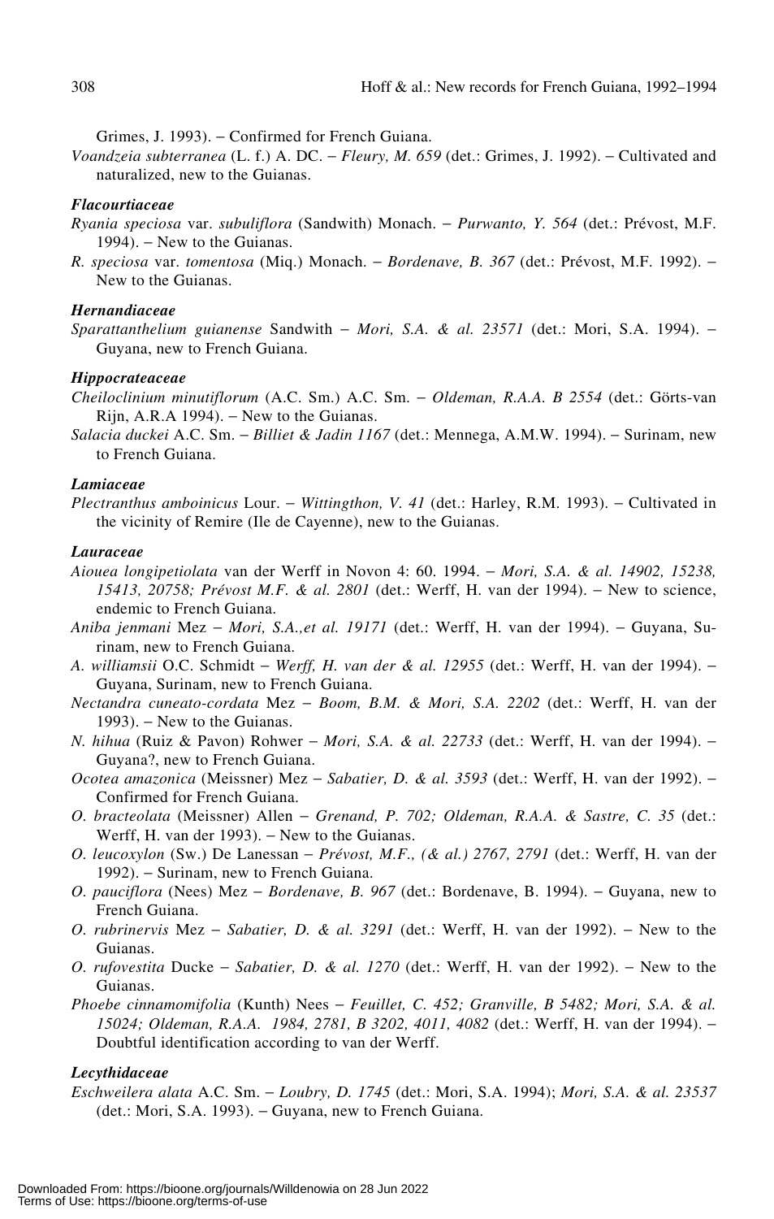Grimes, J. 1993). – Confirmed for French Guiana.

*Voandzeia subterranea* (L. f.) A. DC. – *Fleury, M. 659* (det.: Grimes, J. 1992). – Cultivated and naturalized, new to the Guianas.

### *Flacourtiaceae*

*Ryania speciosa* var. *subuliflora* (Sandwith) Monach. – *Purwanto, Y. 564* (det.: Prévost, M.F. 1994). – New to the Guianas.

*R. speciosa* var. *tomentosa* (Miq.) Monach. – *Bordenave, B. 367* (det.: Prévost, M.F. 1992). – New to the Guianas.

### *Hernandiaceae*

*Sparattanthelium guianense* Sandwith – *Mori, S.A. & al. 23571* (det.: Mori, S.A. 1994). – Guyana, new to French Guiana.

### *Hippocrateaceae*

*Cheiloclinium minutiflorum* (A.C. Sm.) A.C. Sm. – *Oldeman, R.A.A. B 2554* (det.: Görts-van Rijn, A.R.A 1994). – New to the Guianas.

*Salacia duckei* A.C. Sm. – *Billiet & Jadin 1167* (det.: Mennega, A.M.W. 1994). – Surinam, new to French Guiana.

### *Lamiaceae*

*Plectranthus amboinicus* Lour. – *Wittingthon, V. 41* (det.: Harley, R.M. 1993). – Cultivated in the vicinity of Remire (Ile de Cayenne), new to the Guianas.

### *Lauraceae*

*Aiouea longipetiolata* van der Werff in Novon 4: 60. 1994. – *Mori, S.A. & al. 14902, 15238, 15413, 20758; Prévost M.F. & al. 2801* (det.: Werff, H. van der 1994). – New to science, endemic to French Guiana.

*Aniba jenmani* Mez – *Mori, S.A.,et al. 19171* (det.: Werff, H. van der 1994). – Guyana, Surinam, new to French Guiana.

*A. williamsii* O.C. Schmidt – *Werff, H. van der & al. 12955* (det.: Werff, H. van der 1994). – Guyana, Surinam, new to French Guiana.

*Nectandra cuneato-cordata* Mez – *Boom, B.M. & Mori, S.A. 2202* (det.: Werff, H. van der 1993). – New to the Guianas.

*N. hihua* (Ruiz & Pavon) Rohwer – *Mori, S.A. & al. 22733* (det.: Werff, H. van der 1994). – Guyana?, new to French Guiana.

*Ocotea amazonica* (Meissner) Mez – *Sabatier, D. & al. 3593* (det.: Werff, H. van der 1992). – Confirmed for French Guiana.

*O. bracteolata* (Meissner) Allen – *Grenand, P. 702; Oldeman, R.A.A. & Sastre, C. 35* (det.: Werff, H. van der 1993). – New to the Guianas.

*O. leucoxylon* (Sw.) De Lanessan – *Prévost, M.F., (& al.) 2767, 2791* (det.: Werff, H. van der 1992). – Surinam, new to French Guiana.

*O. pauciflora* (Nees) Mez – *Bordenave, B. 967* (det.: Bordenave, B. 1994). – Guyana, new to French Guiana.

*O. rubrinervis* Mez – *Sabatier, D. & al. 3291* (det.: Werff, H. van der 1992). – New to the Guianas.

*O. rufovestita* Ducke – *Sabatier, D. & al. 1270* (det.: Werff, H. van der 1992). – New to the Guianas.

*Phoebe cinnamomifolia* (Kunth) Nees – *Feuillet, C. 452; Granville, B 5482; Mori, S.A. & al. 15024; Oldeman, R.A.A. 1984, 2781, B 3202, 4011, 4082* (det.: Werff, H. van der 1994). – Doubtful identification according to van der Werff.

### *Lecythidaceae*

*Eschweilera alata* A.C. Sm. – *Loubry, D. 1745* (det.: Mori, S.A. 1994); *Mori, S.A. & al. 23537* (det.: Mori, S.A. 1993). – Guyana, new to French Guiana.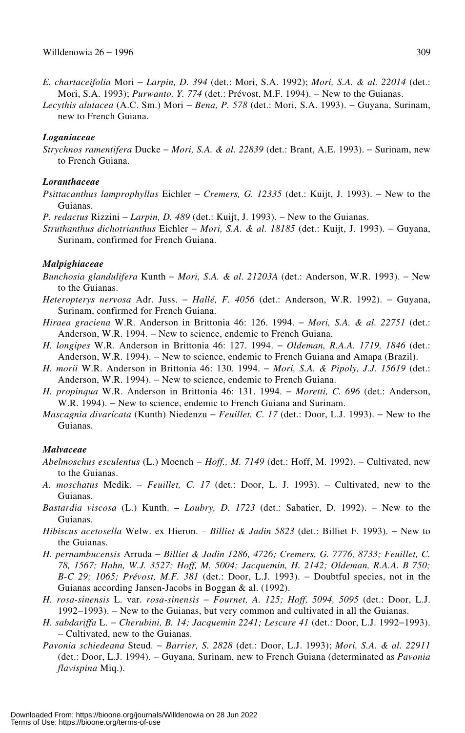*E. chartaceifolia* Mori – *Larpin, D. 394* (det.: Mori, S.A. 1992); *Mori, S.A. & al. 22014* (det.: Mori, S.A. 1993); *Purwanto, Y. 774* (det.: Prévost, M.F. 1994). – New to the Guianas.

*Lecythis alutacea* (A.C. Sm.) Mori – *Bena, P. 578* (det.: Mori, S.A. 1993). – Guyana, Surinam, new to French Guiana.

### *Loganiaceae*

*Strychnos ramentifera* Ducke – *Mori, S.A. & al. 22839* (det.: Brant, A.E. 1993). – Surinam, new to French Guiana.

### *Loranthaceae*

*Psittacanthus lamprophyllus* Eichler – *Cremers, G. 12335* (det.: Kuijt, J. 1993). – New to the Guianas.

*P. redactus* Rizzini – *Larpin, D. 489* (det.: Kuijt, J. 1993). – New to the Guianas.

*Struthanthus dichotrianthus* Eichler – *Mori, S.A. & al. 18185* (det.: Kuijt, J. 1993). – Guyana, Surinam, confirmed for French Guiana.

### *Malpighiaceae*

*Bunchosia glandulifera* Kunth – *Mori, S.A. & al. 21203A* (det.: Anderson, W.R. 1993). – New to the Guianas.

*Heteropterys nervosa* Adr. Juss. – *Hallé, F. 4056* (det.: Anderson, W.R. 1992). – Guyana, Surinam, confirmed for French Guiana.

*Hiraea graciena* W.R. Anderson in Brittonia 46: 126. 1994. – *Mori, S.A. & al. 22751* (det.: Anderson, W.R. 1994. – New to science, endemic to French Guiana.

*H. longipes* W.R. Anderson in Brittonia 46: 127. 1994. – *Oldeman, R.A.A. 1719, 1846* (det.: Anderson, W.R. 1994). – New to science, endemic to French Guiana and Amapa (Brazil).

*H. morii* W.R. Anderson in Brittonia 46: 130. 1994. – *Mori, S.A. & Pipoly, J.J. 15619* (det.: Anderson, W.R. 1994). – New to science, endemic to French Guiana.

*H. propinqua* W.R. Anderson in Brittonia 46: 131. 1994. – *Moretti, C. 696* (det.: Anderson, W.R. 1994). – New to science, endemic to French Guiana and Surinam.

*Mascagnia divaricata* (Kunth) Niedenzu – *Feuillet, C. 17* (det.: Door, L.J. 1993). – New to the Guianas.

### *Malvaceae*

*Abelmoschus esculentus* (L.) Moench – *Hoff., M. 7149* (det.: Hoff, M. 1992). – Cultivated, new to the Guianas.

*A. moschatus* Medik. – *Feuillet, C. 17* (det.: Door, L. J. 1993). – Cultivated, new to the Guianas.

*Bastardia viscosa* (L.) Kunth. – *Loubry, D. 1723* (det.: Sabatier, D. 1992). – New to the Guianas.

*Hibiscus acetosella* Welw. ex Hieron. – *Billiet & Jadin 5823* (det.: Billiet F. 1993). – New to the Guianas.

*H. pernambucensis* Arruda – *Billiet & Jadin 1286, 4726; Cremers, G. 7776, 8733; Feuillet, C. 78, 1567; Hahn, W.J. 3527; Hoff, M. 5004; Jacquemin, H. 2142; Oldeman, R.A.A. B 750; B-C 29; 1065; Prévost, M.F. 381* (det.: Door, L.J. 1993). – Doubtful species, not in the Guianas according Jansen-Jacobs in Boggan & al. (1992).

*H. rosa-sinensis* L. var. *rosa-sinensis* – *Fournet, A. 125; Hoff, 5094, 5095* (det.: Door, L.J. 1992–1993). – New to the Guianas, but very common and cultivated in all the Guianas.

*H. sabdariffa* L. – *Cherubini, B. 14; Jacquemin 2241; Lescure 41* (det.: Door, L.J. 1992–1993). – Cultivated, new to the Guianas.

*Pavonia schiedeana* Steud. – *Barrier, S. 2828* (det.: Door, L.J. 1993); *Mori, S.A. & al. 22911* (det.: Door, L.J. 1994). – Guyana, Surinam, new to French Guiana (determinated as *Pavonia flavispina* Miq.).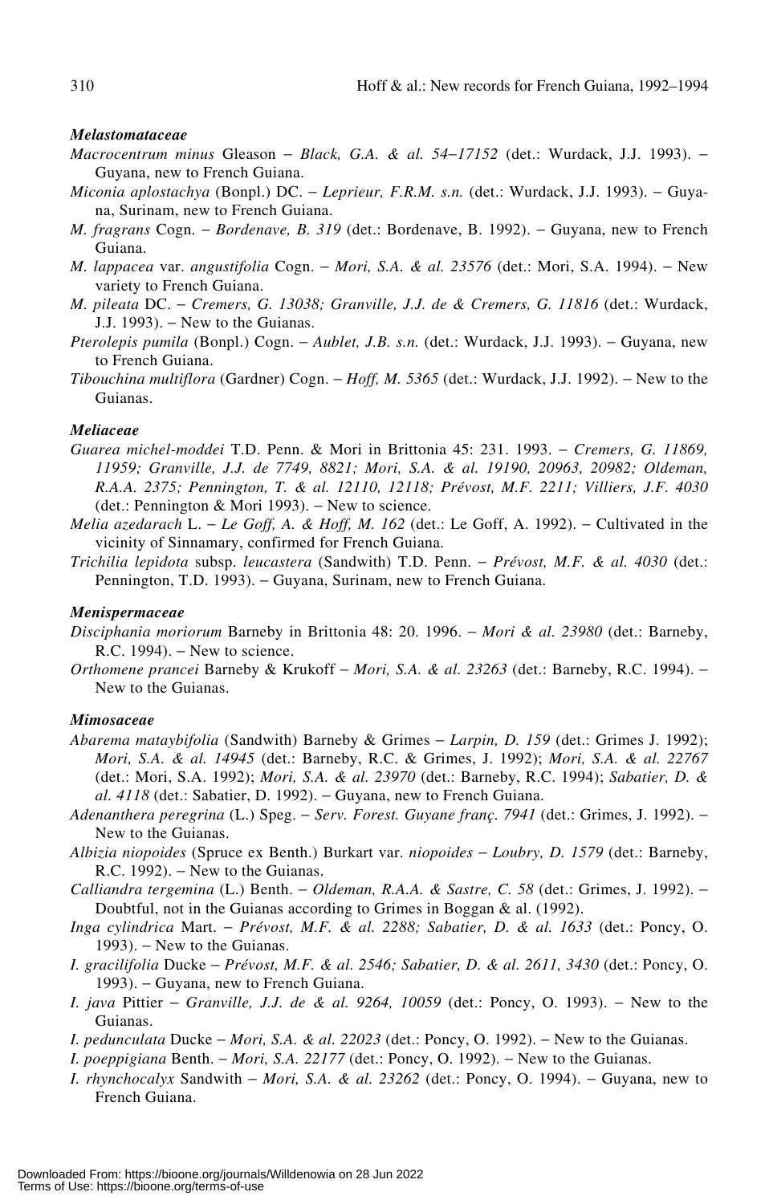### *Melastomataceae*

*Macrocentrum minus* Gleason – *Black, G.A. & al. 54–17152* (det.: Wurdack, J.J. 1993). – Guyana, new to French Guiana.

*Miconia aplostachya* (Bonpl.) DC. – *Leprieur, F.R.M. s.n.* (det.: Wurdack, J.J. 1993). – Guyana, Surinam, new to French Guiana.

*M. fragrans* Cogn. – *Bordenave, B. 319* (det.: Bordenave, B. 1992). – Guyana, new to French Guiana.

*M. lappacea* var. *angustifolia* Cogn. – *Mori, S.A. & al. 23576* (det.: Mori, S.A. 1994). – New variety to French Guiana.

*M. pileata* DC. – *Cremers, G. 13038; Granville, J.J. de & Cremers, G. 11816* (det.: Wurdack, J.J. 1993). – New to the Guianas.

*Pterolepis pumila* (Bonpl.) Cogn. – *Aublet, J.B. s.n.* (det.: Wurdack, J.J. 1993). – Guyana, new to French Guiana.

*Tibouchina multiflora* (Gardner) Cogn. – *Hoff, M. 5365* (det.: Wurdack, J.J. 1992). – New to the Guianas.

### *Meliaceae*

*Guarea michel-moddei* T.D. Penn. & Mori in Brittonia 45: 231. 1993. – *Cremers, G. 11869, 11959; Granville, J.J. de 7749, 8821; Mori, S.A. & al. 19190, 20963, 20982; Oldeman, R.A.A. 2375; Pennington, T. & al. 12110, 12118; Prévost, M.F. 2211; Villiers, J.F. 4030* (det.: Pennington & Mori 1993). – New to science.

*Melia azedarach* L. – *Le Goff, A. & Hoff, M. 162* (det.: Le Goff, A. 1992). – Cultivated in the vicinity of Sinnamary, confirmed for French Guiana.

*Trichilia lepidota* subsp. *leucastera* (Sandwith) T.D. Penn. – *Prévost, M.F. & al. 4030* (det.: Pennington, T.D. 1993). – Guyana, Surinam, new to French Guiana.

### *Menispermaceae*

*Disciphania moriorum* Barneby in Brittonia 48: 20. 1996. – *Mori & al. 23980* (det.: Barneby, R.C. 1994). – New to science.

*Orthomene prancei* Barneby & Krukoff – *Mori, S.A. & al. 23263* (det.: Barneby, R.C. 1994). – New to the Guianas.

### *Mimosaceae*

*Abarema mataybifolia* (Sandwith) Barneby & Grimes – *Larpin, D. 159* (det.: Grimes J. 1992); *Mori, S.A. & al. 14945* (det.: Barneby, R.C. & Grimes, J. 1992); *Mori, S.A. & al. 22767* (det.: Mori, S.A. 1992); *Mori, S.A. & al. 23970* (det.: Barneby, R.C. 1994); *Sabatier, D. & al. 4118* (det.: Sabatier, D. 1992). – Guyana, new to French Guiana.

*Adenanthera peregrina* (L.) Speg. – *Serv. Forest. Guyane franç. 7941* (det.: Grimes, J. 1992). – New to the Guianas.

*Albizia niopoides* (Spruce ex Benth.) Burkart var. *niopoides* – *Loubry, D. 1579* (det.: Barneby, R.C. 1992). – New to the Guianas.

*Calliandra tergemina* (L.) Benth. – *Oldeman, R.A.A. & Sastre, C. 58* (det.: Grimes, J. 1992). – Doubtful, not in the Guianas according to Grimes in Boggan & al. (1992).

*Inga cylindrica* Mart. – *Prévost, M.F. & al. 2288; Sabatier, D. & al. 1633* (det.: Poncy, O. 1993). – New to the Guianas.

*I. gracilifolia* Ducke – *Prévost, M.F. & al. 2546; Sabatier, D. & al. 2611, 3430* (det.: Poncy, O. 1993). – Guyana, new to French Guiana.

*I. java* Pittier – *Granville, J.J. de & al. 9264, 10059* (det.: Poncy, O. 1993). – New to the Guianas.

*I. pedunculata* Ducke – *Mori, S.A. & al. 22023* (det.: Poncy, O. 1992). – New to the Guianas.

*I. poeppigiana* Benth. – *Mori, S.A. 22177* (det.: Poncy, O. 1992). – New to the Guianas.

*I. rhynchocalyx* Sandwith – *Mori, S.A. & al. 23262* (det.: Poncy, O. 1994). – Guyana, new to French Guiana.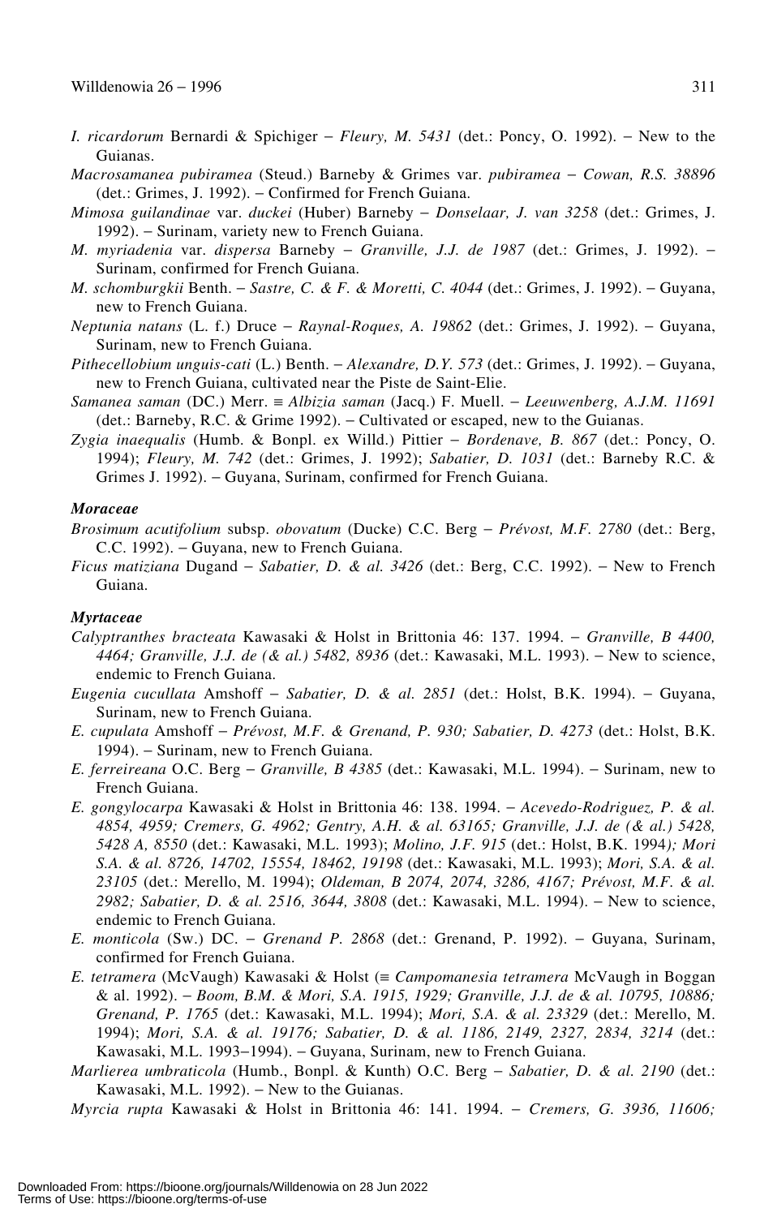*I. ricardorum* Bernardi & Spichiger – *Fleury, M. 5431* (det.: Poncy, O. 1992). – New to the Guianas.

*Macrosamanea pubiramea* (Steud.) Barneby & Grimes var. *pubiramea* – *Cowan, R.S. 38896* (det.: Grimes, J. 1992). – Confirmed for French Guiana.

*Mimosa guilandinae* var. *duckei* (Huber) Barneby – *Donselaar, J. van 3258* (det.: Grimes, J. 1992). – Surinam, variety new to French Guiana.

*M. myriadenia* var. *dispersa* Barneby – *Granville, J.J. de 1987* (det.: Grimes, J. 1992). – Surinam, confirmed for French Guiana.

*M. schomburgkii* Benth. – *Sastre, C. & F. & Moretti, C. 4044* (det.: Grimes, J. 1992). – Guyana, new to French Guiana.

*Neptunia natans* (L. f.) Druce – *Raynal-Roques, A. 19862* (det.: Grimes, J. 1992). – Guyana, Surinam, new to French Guiana.

*Pithecellobium unguis-cati* (L.) Benth. – *Alexandre, D.Y. 573* (det.: Grimes, J. 1992). – Guyana, new to French Guiana, cultivated near the Piste de Saint-Elie.

*Samanea saman* (DC.) Merr. ≡ *Albizia saman* (Jacq.) F. Muell. – *Leeuwenberg, A.J.M. 11691* (det.: Barneby, R.C. & Grime 1992). – Cultivated or escaped, new to the Guianas.

*Zygia inaequalis* (Humb. & Bonpl. ex Willd.) Pittier – *Bordenave, B. 867* (det.: Poncy, O. 1994); *Fleury, M. 742* (det.: Grimes, J. 1992); *Sabatier, D. 1031* (det.: Barneby R.C. & Grimes J. 1992). – Guyana, Surinam, confirmed for French Guiana.

### *Moraceae*

*Brosimum acutifolium* subsp. *obovatum* (Ducke) C.C. Berg – *Prévost, M.F. 2780* (det.: Berg, C.C. 1992). – Guyana, new to French Guiana.

*Ficus matiziana* Dugand – *Sabatier, D. & al. 3426* (det.: Berg, C.C. 1992). – New to French Guiana.

### *Myrtaceae*

*Calyptranthes bracteata* Kawasaki & Holst in Brittonia 46: 137. 1994. – *Granville, B 4400, 4464; Granville, J.J. de (& al.) 5482, 8936* (det.: Kawasaki, M.L. 1993). – New to science, endemic to French Guiana.

*Eugenia cucullata* Amshoff – *Sabatier, D. & al. 2851* (det.: Holst, B.K. 1994). – Guyana, Surinam, new to French Guiana.

*E. cupulata* Amshoff – *Prévost, M.F. & Grenand, P. 930; Sabatier, D. 4273* (det.: Holst, B.K. 1994). – Surinam, new to French Guiana.

*E. ferreireana* O.C. Berg – *Granville, B 4385* (det.: Kawasaki, M.L. 1994). – Surinam, new to French Guiana.

*E. gongylocarpa* Kawasaki & Holst in Brittonia 46: 138. 1994. – *Acevedo-Rodriguez, P. & al. 4854, 4959; Cremers, G. 4962; Gentry, A.H. & al. 63165; Granville, J.J. de (& al.) 5428, 5428 A, 8550* (det.: Kawasaki, M.L. 1993); *Molino, J.F. 915* (det.: Holst, B.K. 1994*); Mori S.A. & al. 8726, 14702, 15554, 18462, 19198* (det.: Kawasaki, M.L. 1993); *Mori, S.A. & al. 23105* (det.: Merello, M. 1994); *Oldeman, B 2074, 2074, 3286, 4167; Prévost, M.F. & al. 2982; Sabatier, D. & al. 2516, 3644, 3808* (det.: Kawasaki, M.L. 1994). – New to science, endemic to French Guiana.

*E. monticola* (Sw.) DC. – *Grenand P. 2868* (det.: Grenand, P. 1992). – Guyana, Surinam, confirmed for French Guiana.

*E. tetramera* (McVaugh) Kawasaki & Holst (≡ *Campomanesia tetramera* McVaugh in Boggan & al. 1992). – *Boom, B.M. & Mori, S.A. 1915, 1929; Granville, J.J. de & al. 10795, 10886; Grenand, P. 1765* (det.: Kawasaki, M.L. 1994); *Mori, S.A. & al. 23329* (det.: Merello, M. 1994); *Mori, S.A. & al. 19176; Sabatier, D. & al. 1186, 2149, 2327, 2834, 3214* (det.: Kawasaki, M.L. 1993–1994). – Guyana, Surinam, new to French Guiana.

*Marlierea umbraticola* (Humb., Bonpl. & Kunth) O.C. Berg – *Sabatier, D. & al. 2190* (det.: Kawasaki, M.L. 1992). – New to the Guianas.

*Myrcia rupta* Kawasaki & Holst in Brittonia 46: 141. 1994. – *Cremers, G. 3936, 11606;*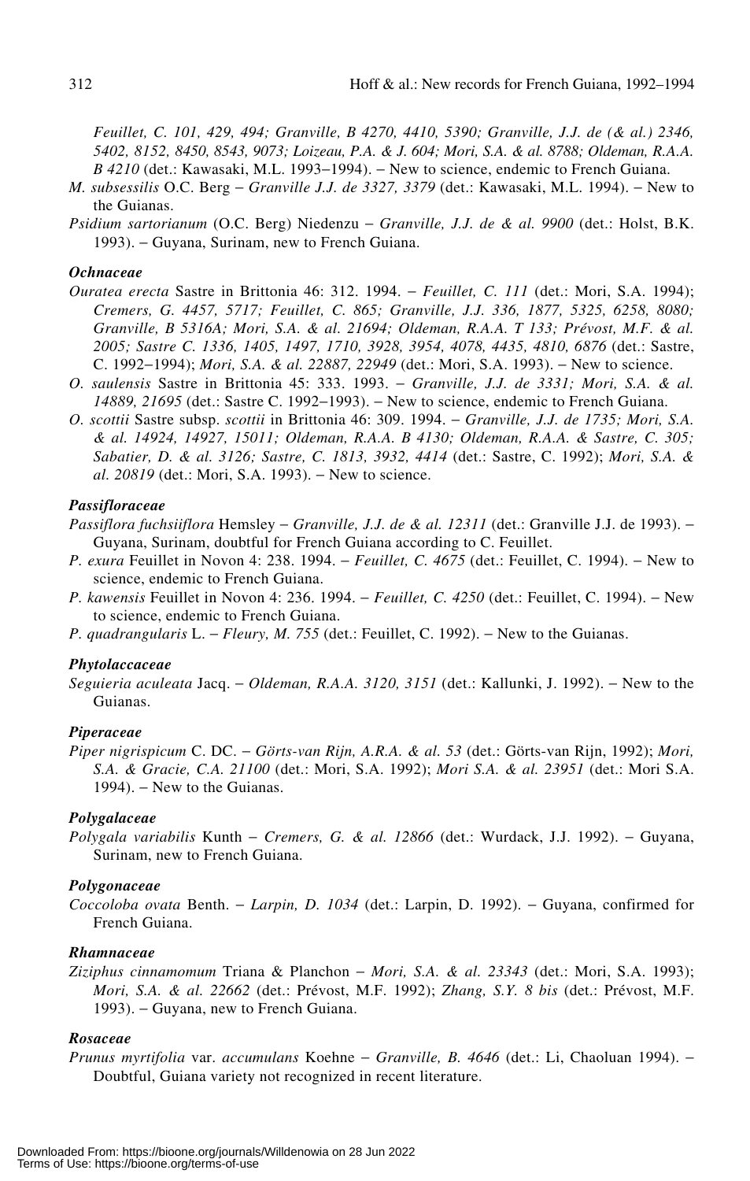*Feuillet, C. 101, 429, 494; Granville, B 4270, 4410, 5390; Granville, J.J. de (& al.) 2346, 5402, 8152, 8450, 8543, 9073; Loizeau, P.A. & J. 604; Mori, S.A. & al. 8788; Oldeman, R.A.A. B 4210* (det.: Kawasaki, M.L. 1993–1994). – New to science, endemic to French Guiana.

*M. subsessilis* O.C. Berg – *Granville J.J. de 3327, 3379* (det.: Kawasaki, M.L. 1994). – New to the Guianas.

*Psidium sartorianum* (O.C. Berg) Niedenzu – *Granville, J.J. de & al. 9900* (det.: Holst, B.K. 1993). – Guyana, Surinam, new to French Guiana.

### *Ochnaceae*

*Ouratea erecta* Sastre in Brittonia 46: 312. 1994. – *Feuillet, C. 111* (det.: Mori, S.A. 1994); *Cremers, G. 4457, 5717; Feuillet, C. 865; Granville, J.J. 336, 1877, 5325, 6258, 8080; Granville, B 5316A; Mori, S.A. & al. 21694; Oldeman, R.A.A. T 133; Prévost, M.F. & al. 2005; Sastre C. 1336, 1405, 1497, 1710, 3928, 3954, 4078, 4435, 4810, 6876* (det.: Sastre, C. 1992–1994); *Mori, S.A. & al. 22887, 22949* (det.: Mori, S.A. 1993). – New to science.

*O. saulensis* Sastre in Brittonia 45: 333. 1993. – *Granville, J.J. de 3331; Mori, S.A. & al. 14889, 21695* (det.: Sastre C. 1992–1993). – New to science, endemic to French Guiana.

*O. scottii* Sastre subsp. *scottii* in Brittonia 46: 309. 1994. – *Granville, J.J. de 1735; Mori, S.A. & al. 14924, 14927, 15011; Oldeman, R.A.A. B 4130; Oldeman, R.A.A. & Sastre, C. 305; Sabatier, D. & al. 3126; Sastre, C. 1813, 3932, 4414* (det.: Sastre, C. 1992); *Mori, S.A. & al. 20819* (det.: Mori, S.A. 1993). – New to science.

### *Passifloraceae*

*Passiflora fuchsiiflora* Hemsley – *Granville, J.J. de & al. 12311* (det.: Granville J.J. de 1993). – Guyana, Surinam, doubtful for French Guiana according to C. Feuillet.

*P. exura* Feuillet in Novon 4: 238. 1994. – *Feuillet, C. 4675* (det.: Feuillet, C. 1994). – New to science, endemic to French Guiana.

*P. kawensis* Feuillet in Novon 4: 236. 1994. – *Feuillet, C. 4250* (det.: Feuillet, C. 1994). – New to science, endemic to French Guiana.

*P. quadrangularis* L. – *Fleury, M. 755* (det.: Feuillet, C. 1992). – New to the Guianas.

### *Phytolaccaceae*

*Seguieria aculeata* Jacq. – *Oldeman, R.A.A. 3120, 3151* (det.: Kallunki, J. 1992). – New to the Guianas.

### *Piperaceae*

*Piper nigrispicum* C. DC. – *Görts-van Rijn, A.R.A. & al. 53* (det.: Görts-van Rijn, 1992); *Mori, S.A. & Gracie, C.A. 21100* (det.: Mori, S.A. 1992); *Mori S.A. & al. 23951* (det.: Mori S.A. 1994). – New to the Guianas.

### *Polygalaceae*

*Polygala variabilis* Kunth – *Cremers, G. & al. 12866* (det.: Wurdack, J.J. 1992). – Guyana, Surinam, new to French Guiana.

### *Polygonaceae*

*Coccoloba ovata* Benth. – *Larpin, D. 1034* (det.: Larpin, D. 1992). – Guyana, confirmed for French Guiana.

### *Rhamnaceae*

*Ziziphus cinnamomum* Triana & Planchon – *Mori, S.A. & al. 23343* (det.: Mori, S.A. 1993); *Mori, S.A. & al. 22662* (det.: Prévost, M.F. 1992); *Zhang, S.Y. 8 bis* (det.: Prévost, M.F. 1993). – Guyana, new to French Guiana.

### *Rosaceae*

*Prunus myrtifolia* var. *accumulans* Koehne – *Granville, B. 4646* (det.: Li, Chaoluan 1994). – Doubtful, Guiana variety not recognized in recent literature.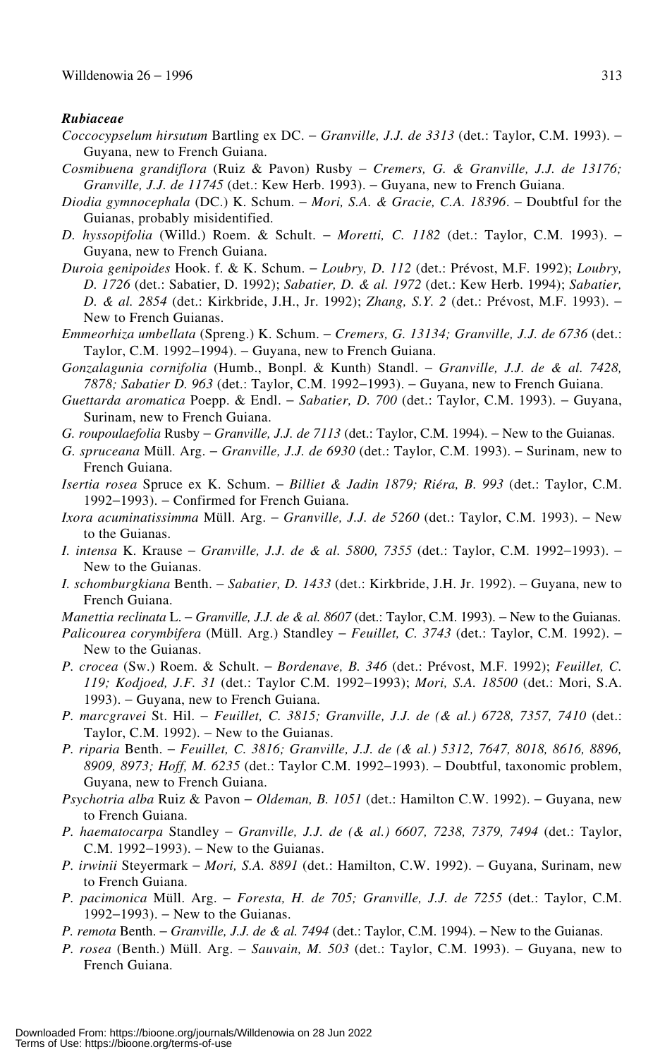***Rubiaceae***

*Coccocypselum hirsutum* Bartling ex DC. – *Granville, J.J. de 3313* (det.: Taylor, C.M. 1993). – Guyana, new to French Guiana.

*Cosmibuena grandiflora* (Ruiz & Pavon) Rusby – *Cremers, G. & Granville, J.J. de 13176; Granville, J.J. de 11745* (det.: Kew Herb. 1993). – Guyana, new to French Guiana.

*Diodia gymnocephala* (DC.) K. Schum. – *Mori, S.A. & Gracie, C.A. 18396*. – Doubtful for the Guianas, probably misidentified.

*D. hyssopifolia* (Willd.) Roem. & Schult. – *Moretti, C. 1182* (det.: Taylor, C.M. 1993). – Guyana, new to French Guiana.

*Duroia genipoides* Hook. f. & K. Schum. – *Loubry, D. 112* (det.: Prévost, M.F. 1992); *Loubry, D. 1726* (det.: Sabatier, D. 1992); *Sabatier, D. & al. 1972* (det.: Kew Herb. 1994); *Sabatier, D. & al. 2854* (det.: Kirkbride, J.H., Jr. 1992); *Zhang, S.Y. 2* (det.: Prévost, M.F. 1993). – New to French Guianas.

*Emmeorhiza umbellata* (Spreng.) K. Schum. – *Cremers, G. 13134; Granville, J.J. de 6736* (det.: Taylor, C.M. 1992–1994). – Guyana, new to French Guiana.

*Gonzalagunia cornifolia* (Humb., Bonpl. & Kunth) Standl. – *Granville, J.J. de & al. 7428, 7878; Sabatier D. 963* (det.: Taylor, C.M. 1992–1993). – Guyana, new to French Guiana.

*Guettarda aromatica* Poepp. & Endl. – *Sabatier, D. 700* (det.: Taylor, C.M. 1993). – Guyana, Surinam, new to French Guiana.

*G. roupoulaefolia* Rusby – *Granville, J.J. de 7113* (det.: Taylor, C.M. 1994). – New to the Guianas.

*G. spruceana* Müll. Arg. – *Granville, J.J. de 6930* (det.: Taylor, C.M. 1993). – Surinam, new to French Guiana.

*Isertia rosea* Spruce ex K. Schum. – *Billiet & Jadin 1879; Riéra, B. 993* (det.: Taylor, C.M. 1992–1993). – Confirmed for French Guiana.

*Ixora acuminatissimma* Müll. Arg. – *Granville, J.J. de 5260* (det.: Taylor, C.M. 1993). – New to the Guianas.

*I. intensa* K. Krause – *Granville, J.J. de & al. 5800, 7355* (det.: Taylor, C.M. 1992–1993). – New to the Guianas.

*I. schomburgkiana* Benth. – *Sabatier, D. 1433* (det.: Kirkbride, J.H. Jr. 1992). – Guyana, new to French Guiana.

*Manettia reclinata* L. – *Granville, J.J. de & al. 8607* (det.: Taylor, C.M. 1993). – New to the Guianas.

*Palicourea corymbifera* (Müll. Arg.) Standley – *Feuillet, C. 3743* (det.: Taylor, C.M. 1992). – New to the Guianas.

*P. crocea* (Sw.) Roem. & Schult. – *Bordenave, B. 346* (det.: Prévost, M.F. 1992); *Feuillet, C. 119; Kodjoed, J.F. 31* (det.: Taylor C.M. 1992–1993); *Mori, S.A. 18500* (det.: Mori, S.A. 1993). – Guyana, new to French Guiana.

*P. marcgravei* St. Hil. – *Feuillet, C. 3815; Granville, J.J. de (& al.) 6728, 7357, 7410* (det.: Taylor, C.M. 1992). – New to the Guianas.

*P. riparia* Benth. – *Feuillet, C. 3816; Granville, J.J. de (& al.) 5312, 7647, 8018, 8616, 8896, 8909, 8973; Hoff, M. 6235* (det.: Taylor C.M. 1992–1993). – Doubtful, taxonomic problem, Guyana, new to French Guiana.

*Psychotria alba* Ruiz & Pavon – *Oldeman, B. 1051* (det.: Hamilton C.W. 1992). – Guyana, new to French Guiana.

*P. haematocarpa* Standley – *Granville, J.J. de (& al.) 6607, 7238, 7379, 7494* (det.: Taylor, C.M. 1992–1993). – New to the Guianas.

*P. irwinii* Steyermark – *Mori, S.A. 8891* (det.: Hamilton, C.W. 1992). – Guyana, Surinam, new to French Guiana.

*P. pacimonica* Müll. Arg. – *Foresta, H. de 705; Granville, J.J. de 7255* (det.: Taylor, C.M. 1992–1993). – New to the Guianas.

*P. remota* Benth. – *Granville, J.J. de & al. 7494* (det.: Taylor, C.M. 1994). – New to the Guianas.

*P. rosea* (Benth.) Müll. Arg. – *Sauvain, M. 503* (det.: Taylor, C.M. 1993). – Guyana, new to French Guiana.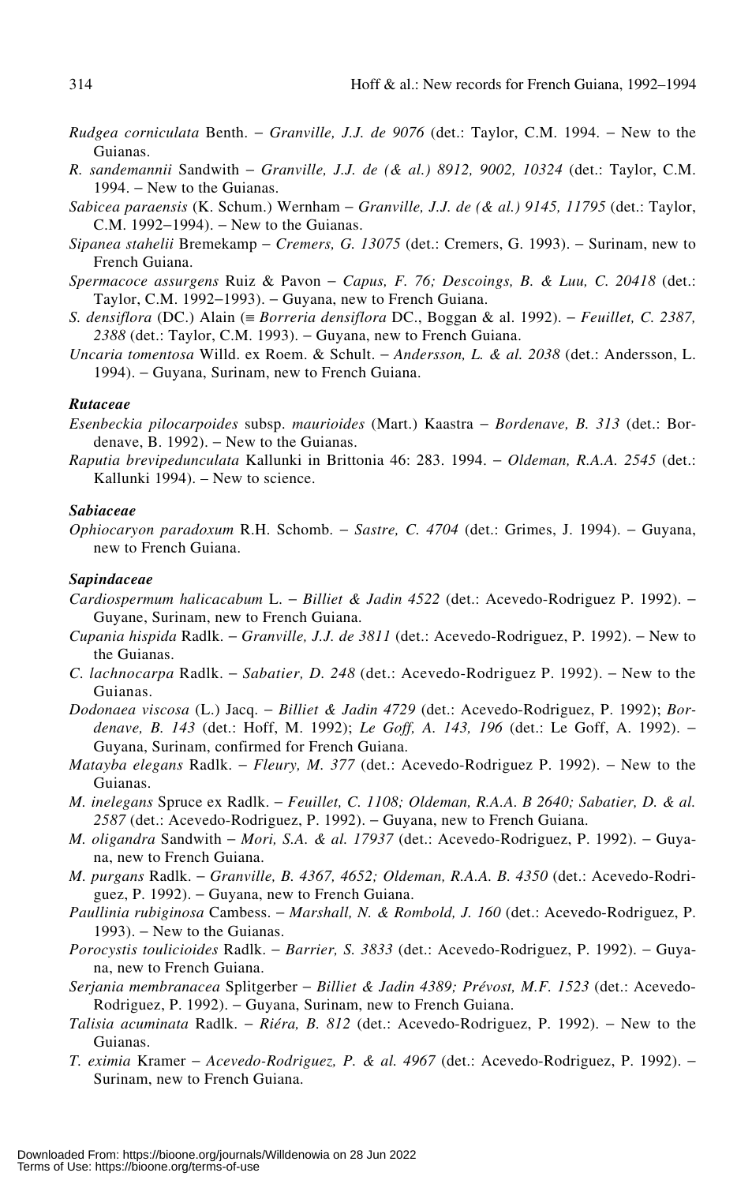*Rudgea corniculata* Benth. – *Granville, J.J. de 9076* (det.: Taylor, C.M. 1994. – New to the Guianas.

*R. sandemannii* Sandwith – *Granville, J.J. de (& al.) 8912, 9002, 10324* (det.: Taylor, C.M. 1994. – New to the Guianas.

*Sabicea paraensis* (K. Schum.) Wernham – *Granville, J.J. de (& al.) 9145, 11795* (det.: Taylor, C.M. 1992–1994). – New to the Guianas.

*Sipanea stahelii* Bremekamp – *Cremers, G. 13075* (det.: Cremers, G. 1993). – Surinam, new to French Guiana.

*Spermacoce assurgens* Ruiz & Pavon – *Capus, F. 76; Descoings, B. & Luu, C. 20418* (det.: Taylor, C.M. 1992–1993). – Guyana, new to French Guiana.

*S. densiflora* (DC.) Alain (≡ *Borreria densiflora* DC., Boggan & al. 1992). – *Feuillet, C. 2387, 2388* (det.: Taylor, C.M. 1993). – Guyana, new to French Guiana.

*Uncaria tomentosa* Willd. ex Roem. & Schult. – *Andersson, L. & al. 2038* (det.: Andersson, L. 1994). – Guyana, Surinam, new to French Guiana.

### *Rutaceae*

*Esenbeckia pilocarpoides* subsp. *maurioides* (Mart.) Kaastra – *Bordenave, B. 313* (det.: Bordenave, B. 1992). – New to the Guianas.

*Raputia brevipedunculata* Kallunki in Brittonia 46: 283. 1994. – *Oldeman, R.A.A. 2545* (det.: Kallunki 1994). – New to science.

### *Sabiaceae*

*Ophiocaryon paradoxum* R.H. Schomb. – *Sastre, C. 4704* (det.: Grimes, J. 1994). – Guyana, new to French Guiana.

### *Sapindaceae*

*Cardiospermum halicacabum* L. – *Billiet & Jadin 4522* (det.: Acevedo-Rodriguez P. 1992). – Guyane, Surinam, new to French Guiana.

*Cupania hispida* Radlk. – *Granville, J.J. de 3811* (det.: Acevedo-Rodriguez, P. 1992). – New to the Guianas.

*C. lachnocarpa* Radlk. – *Sabatier, D. 248* (det.: Acevedo-Rodriguez P. 1992). – New to the Guianas.

*Dodonaea viscosa* (L.) Jacq. – *Billiet & Jadin 4729* (det.: Acevedo-Rodriguez, P. 1992); *Bordenave, B. 143* (det.: Hoff, M. 1992); *Le Goff, A. 143, 196* (det.: Le Goff, A. 1992). – Guyana, Surinam, confirmed for French Guiana.

*Matayba elegans* Radlk. – *Fleury, M. 377* (det.: Acevedo-Rodriguez P. 1992). – New to the Guianas.

*M. inelegans* Spruce ex Radlk. – *Feuillet, C. 1108; Oldeman, R.A.A. B 2640; Sabatier, D. & al. 2587* (det.: Acevedo-Rodriguez, P. 1992). – Guyana, new to French Guiana.

*M. oligandra* Sandwith – *Mori, S.A. & al. 17937* (det.: Acevedo-Rodriguez, P. 1992). – Guyana, new to French Guiana.

*M. purgans* Radlk. – *Granville, B. 4367, 4652; Oldeman, R.A.A. B. 4350* (det.: Acevedo-Rodriguez, P. 1992). – Guyana, new to French Guiana.

*Paullinia rubiginosa* Cambess. – *Marshall, N. & Rombold, J. 160* (det.: Acevedo-Rodriguez, P. 1993). – New to the Guianas.

*Porocystis toulicioides* Radlk. – *Barrier, S. 3833* (det.: Acevedo-Rodriguez, P. 1992). – Guyana, new to French Guiana.

*Serjania membranacea* Splitgerber – *Billiet & Jadin 4389; Prévost, M.F. 1523* (det.: Acevedo-Rodriguez, P. 1992). – Guyana, Surinam, new to French Guiana.

*Talisia acuminata* Radlk. – *Riéra, B. 812* (det.: Acevedo-Rodriguez, P. 1992). – New to the Guianas.

*T. eximia* Kramer – *Acevedo-Rodriguez, P. & al. 4967* (det.: Acevedo-Rodriguez, P. 1992). – Surinam, new to French Guiana.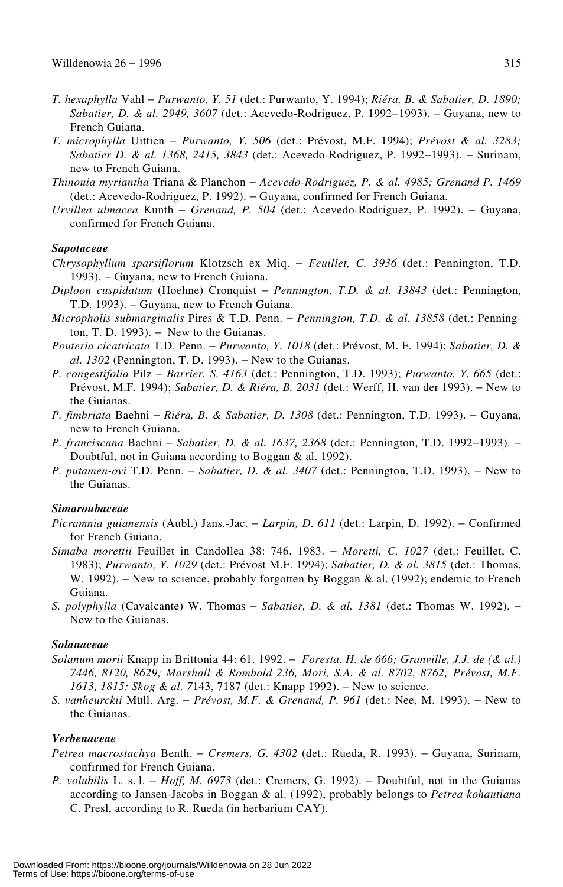*T. hexaphylla* Vahl – *Purwanto, Y. 51* (det.: Purwanto, Y. 1994); *Riéra, B. & Sabatier, D. 1890; Sabatier, D. & al. 2949, 3607* (det.: Acevedo-Rodriguez, P. 1992–1993). – Guyana, new to French Guiana.

*T. microphylla* Uittien – *Purwanto, Y. 506* (det.: Prévost, M.F. 1994); *Prévost & al. 3283; Sabatier D. & al. 1368, 2415, 3843* (det.: Acevedo-Rodriguez, P. 1992–1993). – Surinam, new to French Guiana.

*Thinouia myriantha* Triana & Planchon – *Acevedo-Rodriguez, P. & al. 4985; Grenand P. 1469* (det.: Acevedo-Rodriguez, P. 1992). – Guyana, confirmed for French Guiana.

*Urvillea ulmacea* Kunth – *Grenand, P. 504* (det.: Acevedo-Rodriguez, P. 1992). – Guyana, confirmed for French Guiana.

### *Sapotaceae*

*Chrysophyllum sparsiflorum* Klotzsch ex Miq. – *Feuillet, C. 3936* (det.: Pennington, T.D. 1993). – Guyana, new to French Guiana.

*Diploon cuspidatum* (Hoehne) Cronquist – *Pennington, T.D. & al. 13843* (det.: Pennington, T.D. 1993). – Guyana, new to French Guiana.

*Micropholis submarginalis* Pires & T.D. Penn. – *Pennington, T.D. & al. 13858* (det.: Pennington, T. D. 1993). – New to the Guianas.

*Pouteria cicatricata* T.D. Penn. – *Purwanto, Y. 1018* (det.: Prévost, M. F. 1994); *Sabatier, D. & al. 1302* (Pennington, T. D. 1993). – New to the Guianas.

*P. congestifolia* Pilz – *Barrier, S. 4163* (det.: Pennington, T.D. 1993); *Purwanto, Y. 665* (det.: Prévost, M.F. 1994); *Sabatier, D. & Riéra, B. 2031* (det.: Werff, H. van der 1993). – New to the Guianas.

*P. fimbriata* Baehni – *Riéra, B. & Sabatier, D. 1308* (det.: Pennington, T.D. 1993). – Guyana, new to French Guiana.

*P. franciscana* Baehni – *Sabatier, D. & al. 1637, 2368* (det.: Pennington, T.D. 1992–1993). – Doubtful, not in Guiana according to Boggan & al. 1992).

*P. putamen-ovi* T.D. Penn. – *Sabatier, D. & al. 3407* (det.: Pennington, T.D. 1993). – New to the Guianas.

### *Simaroubaceae*

*Picramnia guianensis* (Aubl.) Jans.-Jac. – *Larpin, D. 611* (det.: Larpin, D. 1992). – Confirmed for French Guiana.

*Simaba morettii* Feuillet in Candollea 38: 746. 1983. – *Moretti, C. 1027* (det.: Feuillet, C. 1983); *Purwanto, Y. 1029* (det.: Prévost M.F. 1994); *Sabatier, D. & al. 3815* (det.: Thomas, W. 1992). – New to science, probably forgotten by Boggan & al. (1992); endemic to French Guiana.

*S. polyphylla* (Cavalcante) W. Thomas – *Sabatier, D. & al. 1381* (det.: Thomas W. 1992). – New to the Guianas.

### *Solanaceae*

*Solanum morii* Knapp in Brittonia 44: 61. 1992. – *Foresta, H. de 666; Granville, J.J. de (& al.) 7446, 8120, 8629; Marshall & Rombold 236, Mori, S.A. & al. 8702, 8762; Prévost, M.F. 1613, 1815; Skog & al. 7*143, 7187 (det.: Knapp 1992). – New to science.

*S. vanheurckii* Müll. Arg. – *Prévost, M.F. & Grenand, P. 961* (det.: Nee, M. 1993). – New to the Guianas.

### *Verbenaceae*

*Petrea macrostachya* Benth. – *Cremers, G. 4302* (det.: Rueda, R. 1993). – Guyana, Surinam, confirmed for French Guiana.

*P. volubilis* L. s. l. – *Hoff, M. 6973* (det.: Cremers, G. 1992). – Doubtful, not in the Guianas according to Jansen-Jacobs in Boggan & al. (1992), probably belongs to *Petrea kohautiana* C. Presl, according to R. Rueda (in herbarium CAY).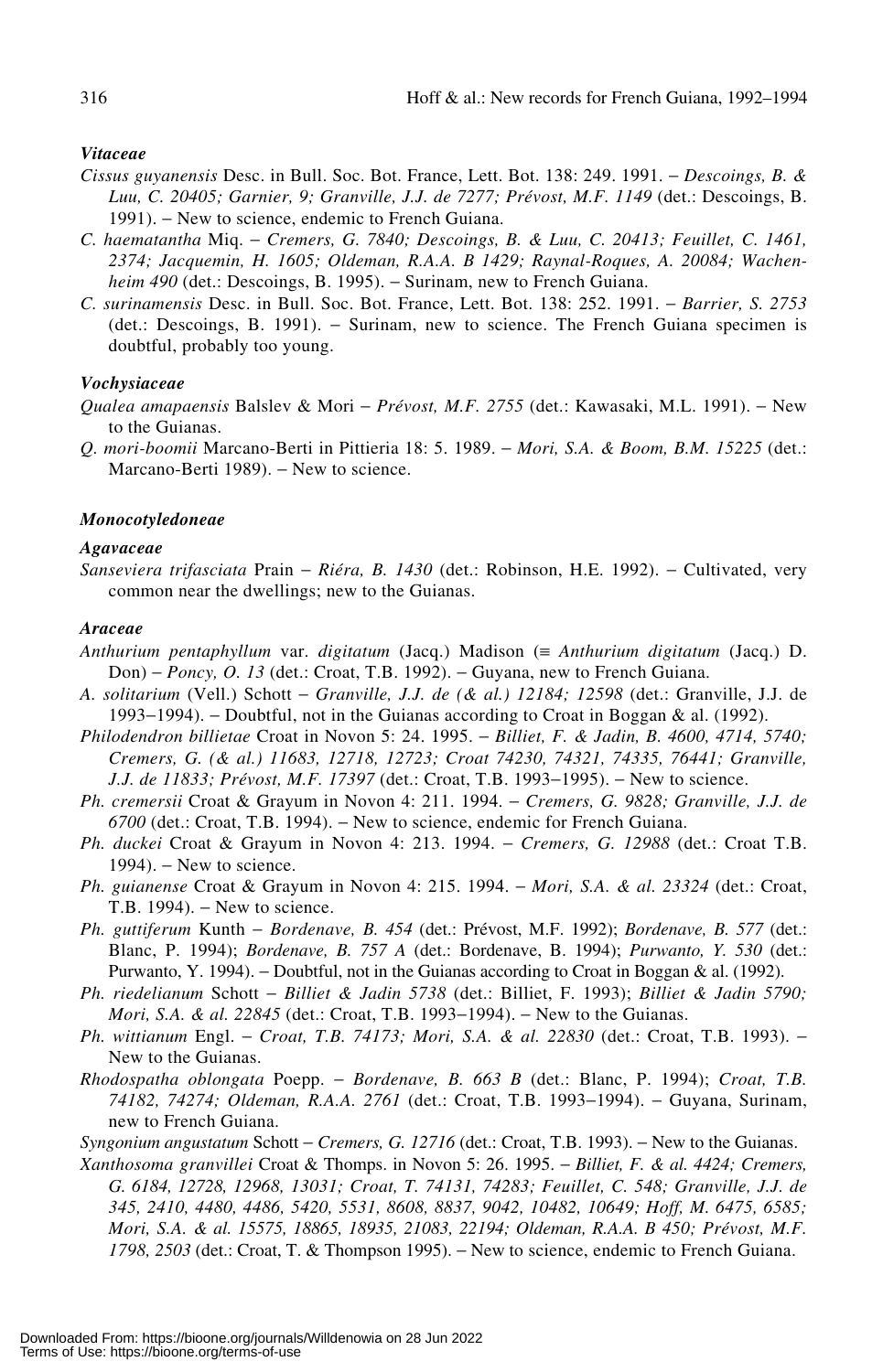### *Vitaceae*

*Cissus guyanensis* Desc. in Bull. Soc. Bot. France, Lett. Bot. 138: 249. 1991. – *Descoings, B. & Luu, C. 20405; Garnier, 9; Granville, J.J. de 7277; Prévost, M.F. 1149* (det.: Descoings, B. 1991). – New to science, endemic to French Guiana.

*C. haematantha* Miq. – *Cremers, G. 7840; Descoings, B. & Luu, C. 20413; Feuillet, C. 1461, 2374; Jacquemin, H. 1605; Oldeman, R.A.A. B 1429; Raynal-Roques, A. 20084; Wachenheim 490* (det.: Descoings, B. 1995). – Surinam, new to French Guiana.

*C. surinamensis* Desc. in Bull. Soc. Bot. France, Lett. Bot. 138: 252. 1991. – *Barrier, S. 2753* (det.: Descoings, B. 1991). – Surinam, new to science. The French Guiana specimen is doubtful, probably too young.

### *Vochysiaceae*

*Qualea amapaensis* Balslev & Mori – *Prévost, M.F. 2755* (det.: Kawasaki, M.L. 1991). – New to the Guianas.

*Q. mori-boomii* Marcano-Berti in Pittieria 18: 5. 1989. – *Mori, S.A. & Boom, B.M. 15225* (det.: Marcano-Berti 1989). – New to science.

## *Monocotyledoneae*

### *Agavaceae*

*Sanseviera trifasciata* Prain – *Riéra, B. 1430* (det.: Robinson, H.E. 1992). – Cultivated, very common near the dwellings; new to the Guianas.

### *Araceae*

*Anthurium pentaphyllum* var. *digitatum* (Jacq.) Madison (≡ *Anthurium digitatum* (Jacq.) D. Don) – *Poncy, O. 13* (det.: Croat, T.B. 1992). – Guyana, new to French Guiana.

*A. solitarium* (Vell.) Schott – *Granville, J.J. de (& al.) 12184; 12598* (det.: Granville, J.J. de 1993–1994). – Doubtful, not in the Guianas according to Croat in Boggan & al. (1992).

*Philodendron billietae* Croat in Novon 5: 24. 1995. – *Billiet, F. & Jadin, B. 4600, 4714, 5740; Cremers, G. (& al.) 11683, 12718, 12723; Croat 74230, 74321, 74335, 76441; Granville, J.J. de 11833; Prévost, M.F. 17397* (det.: Croat, T.B. 1993–1995). – New to science.

*Ph. cremersii* Croat & Grayum in Novon 4: 211. 1994. – *Cremers, G. 9828; Granville, J.J. de 6700* (det.: Croat, T.B. 1994). – New to science, endemic for French Guiana.

*Ph. duckei* Croat & Grayum in Novon 4: 213. 1994. – *Cremers, G. 12988* (det.: Croat T.B. 1994). – New to science.

*Ph. guianense* Croat & Grayum in Novon 4: 215. 1994. – *Mori, S.A. & al. 23324* (det.: Croat, T.B. 1994). – New to science.

*Ph. guttiferum* Kunth – *Bordenave, B. 454* (det.: Prévost, M.F. 1992); *Bordenave, B. 577* (det.: Blanc, P. 1994); *Bordenave, B. 757 A* (det.: Bordenave, B. 1994); *Purwanto, Y. 530* (det.: Purwanto, Y. 1994). – Doubtful, not in the Guianas according to Croat in Boggan & al. (1992).

*Ph. riedelianum* Schott – *Billiet & Jadin 5738* (det.: Billiet, F. 1993); *Billiet & Jadin 5790; Mori, S.A. & al. 22845* (det.: Croat, T.B. 1993–1994). – New to the Guianas.

*Ph. wittianum* Engl. – *Croat, T.B. 74173; Mori, S.A. & al. 22830* (det.: Croat, T.B. 1993). – New to the Guianas.

*Rhodospatha oblongata* Poepp. – *Bordenave, B. 663 B* (det.: Blanc, P. 1994); *Croat, T.B. 74182, 74274; Oldeman, R.A.A. 2761* (det.: Croat, T.B. 1993–1994). – Guyana, Surinam, new to French Guiana.

*Syngonium angustatum* Schott – *Cremers, G. 12716* (det.: Croat, T.B. 1993). – New to the Guianas.

*Xanthosoma granvillei* Croat & Thomps. in Novon 5: 26. 1995. – *Billiet, F. & al. 4424; Cremers, G. 6184, 12728, 12968, 13031; Croat, T. 74131, 74283; Feuillet, C. 548; Granville, J.J. de 345, 2410, 4480, 4486, 5420, 5531, 8608, 8837, 9042, 10482, 10649; Hoff, M. 6475, 6585; Mori, S.A. & al. 15575, 18865, 18935, 21083, 22194; Oldeman, R.A.A. B 450; Prévost, M.F. 1798, 2503* (det.: Croat, T. & Thompson 1995). – New to science, endemic to French Guiana.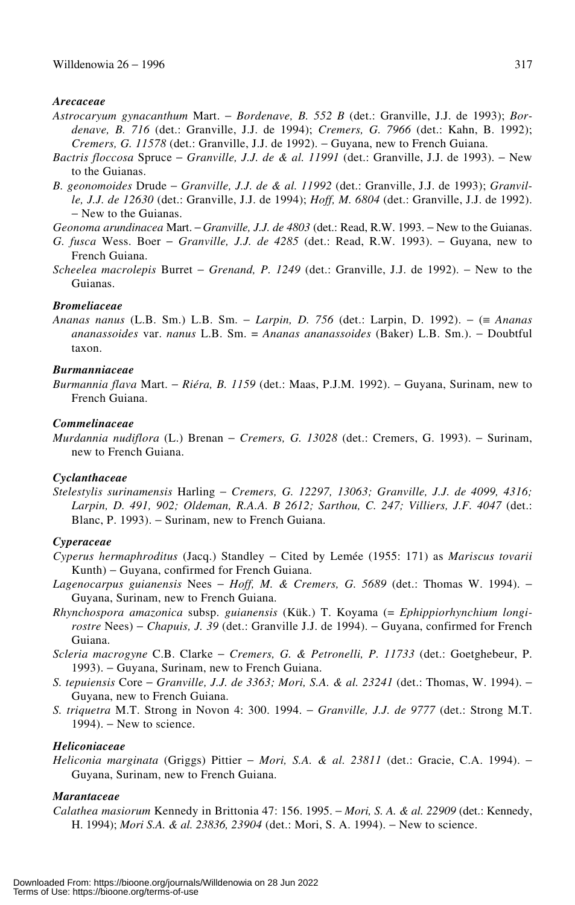### **Arecaceae**

*Astrocaryum gynacanthum* Mart. – *Bordenave, B. 552 B* (det.: Granville, J.J. de 1993); *Bordenave, B. 716* (det.: Granville, J.J. de 1994); *Cremers, G. 7966* (det.: Kahn, B. 1992); *Cremers, G. 11578* (det.: Granville, J.J. de 1992). – Guyana, new to French Guiana.

*Bactris floccosa* Spruce – *Granville, J.J. de & al. 11991* (det.: Granville, J.J. de 1993). – New to the Guianas.

*B. geonomoides* Drude – *Granville, J.J. de & al. 11992* (det.: Granville, J.J. de 1993); *Granville, J.J. de 12630* (det.: Granville, J.J. de 1994); *Hoff, M. 6804* (det.: Granville, J.J. de 1992). – New to the Guianas.

*Geonoma arundinacea* Mart. – *Granville, J.J. de 4803* (det.: Read, R.W. 1993. – New to the Guianas.

*G. fusca* Wess. Boer – *Granville, J.J. de 4285* (det.: Read, R.W. 1993). – Guyana, new to French Guiana.

*Scheelea macrolepis* Burret – *Grenand, P. 1249* (det.: Granville, J.J. de 1992). – New to the Guianas.

### **Bromeliaceae**

*Ananas nanus* (L.B. Sm.) L.B. Sm. – *Larpin, D. 756* (det.: Larpin, D. 1992). – (≡ *Ananas ananassoides* var. *nanus* L.B. Sm. = *Ananas ananassoides* (Baker) L.B. Sm.). – Doubtful taxon.

### **Burmanniaceae**

*Burmannia flava* Mart. – *Riéra, B. 1159* (det.: Maas, P.J.M. 1992). – Guyana, Surinam, new to French Guiana.

### **Commelinaceae**

*Murdannia nudiflora* (L.) Brenan – *Cremers, G. 13028* (det.: Cremers, G. 1993). – Surinam, new to French Guiana.

### **Cyclanthaceae**

*Stelestylis surinamensis* Harling – *Cremers, G. 12297, 13063; Granville, J.J. de 4099, 4316; Larpin, D. 491, 902; Oldeman, R.A.A. B 2612; Sarthou, C. 247; Villiers, J.F. 4047* (det.: Blanc, P. 1993). – Surinam, new to French Guiana.

### **Cyperaceae**

*Cyperus hermaphroditus* (Jacq.) Standley – Cited by Lemée (1955: 171) as *Mariscus tovarii* Kunth) – Guyana, confirmed for French Guiana.

*Lagenocarpus guianensis* Nees – *Hoff, M. & Cremers, G. 5689* (det.: Thomas W. 1994). – Guyana, Surinam, new to French Guiana.

*Rhynchospora amazonica* subsp. *guianensis* (Kük.) T. Koyama (= *Ephippiorhynchium longirostre* Nees) – *Chapuis, J. 39* (det.: Granville J.J. de 1994). – Guyana, confirmed for French Guiana.

*Scleria macrogyne* C.B. Clarke – *Cremers, G. & Petronelli, P. 11733* (det.: Goetghebeur, P. 1993). – Guyana, Surinam, new to French Guiana.

*S. tepuiensis* Core – *Granville, J.J. de 3363; Mori, S.A. & al. 23241* (det.: Thomas, W. 1994). – Guyana, new to French Guiana.

*S. triquetra* M.T. Strong in Novon 4: 300. 1994. – *Granville, J.J. de 9777* (det.: Strong M.T. 1994). – New to science.

### **Heliconiaceae**

*Heliconia marginata* (Griggs) Pittier – *Mori, S.A. & al. 23811* (det.: Gracie, C.A. 1994). – Guyana, Surinam, new to French Guiana.

### **Marantaceae**

*Calathea masiorum* Kennedy in Brittonia 47: 156. 1995. – *Mori, S. A. & al. 22909* (det.: Kennedy, H. 1994); *Mori S.A. & al. 23836, 23904* (det.: Mori, S. A. 1994). – New to science.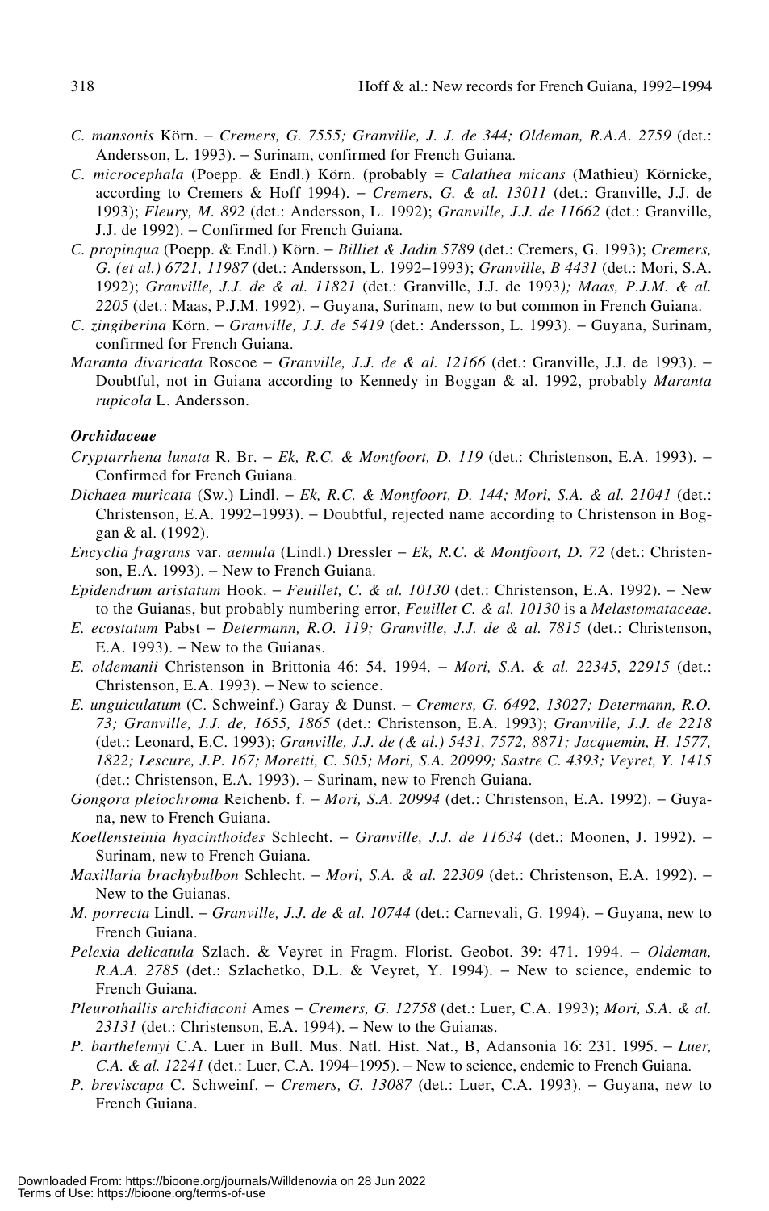*C. mansonis* Körn. – *Cremers, G. 7555; Granville, J. J. de 344; Oldeman, R.A.A. 2759* (det.: Andersson, L. 1993). – Surinam, confirmed for French Guiana.

*C. microcephala* (Poepp. & Endl.) Körn. (probably = *Calathea micans* (Mathieu) Körnicke, according to Cremers & Hoff 1994). – *Cremers, G. & al. 13011* (det.: Granville, J.J. de 1993); *Fleury, M. 892* (det.: Andersson, L. 1992); *Granville, J.J. de 11662* (det.: Granville, J.J. de 1992). – Confirmed for French Guiana.

*C. propinqua* (Poepp. & Endl.) Körn. – *Billiet & Jadin 5789* (det.: Cremers, G. 1993); *Cremers, G. (et al.) 6721, 11987* (det.: Andersson, L. 1992–1993); *Granville, B 4431* (det.: Mori, S.A. 1992); *Granville, J.J. de & al. 11821* (det.: Granville, J.J. de 1993*); Maas, P.J.M. & al. 2205* (det.: Maas, P.J.M. 1992). – Guyana, Surinam, new to but common in French Guiana.

*C. zingiberina* Körn. – *Granville, J.J. de 5419* (det.: Andersson, L. 1993). – Guyana, Surinam, confirmed for French Guiana.

*Maranta divaricata* Roscoe – *Granville, J.J. de & al. 12166* (det.: Granville, J.J. de 1993). – Doubtful, not in Guiana according to Kennedy in Boggan & al. 1992, probably *Maranta rupicola* L. Andersson.

***Orchidaceae***

*Cryptarrhena lunata* R. Br. – *Ek, R.C. & Montfoort, D. 119* (det.: Christenson, E.A. 1993). – Confirmed for French Guiana.

*Dichaea muricata* (Sw.) Lindl. – *Ek, R.C. & Montfoort, D. 144; Mori, S.A. & al. 21041* (det.: Christenson, E.A. 1992–1993). – Doubtful, rejected name according to Christenson in Boggan & al. (1992).

*Encyclia fragrans* var. *aemula* (Lindl.) Dressler – *Ek, R.C. & Montfoort, D. 72* (det.: Christenson, E.A. 1993). – New to French Guiana.

*Epidendrum aristatum* Hook. – *Feuillet, C. & al. 10130* (det.: Christenson, E.A. 1992). – New to the Guianas, but probably numbering error, *Feuillet C. & al. 10130* is a *Melastomataceae*.

*E. ecostatum* Pabst – *Determann, R.O. 119; Granville, J.J. de & al. 7815* (det.: Christenson, E.A. 1993). – New to the Guianas.

*E. oldemanii* Christenson in Brittonia 46: 54. 1994. – *Mori, S.A. & al. 22345, 22915* (det.: Christenson, E.A. 1993). – New to science.

*E. unguiculatum* (C. Schweinf.) Garay & Dunst. – *Cremers, G. 6492, 13027; Determann, R.O. 73; Granville, J.J. de, 1655, 1865* (det.: Christenson, E.A. 1993); *Granville, J.J. de 2218* (det.: Leonard, E.C. 1993); *Granville, J.J. de (& al.) 5431, 7572, 8871; Jacquemin, H. 1577, 1822; Lescure, J.P. 167; Moretti, C. 505; Mori, S.A. 20999; Sastre C. 4393; Veyret, Y. 1415* (det.: Christenson, E.A. 1993). – Surinam, new to French Guiana.

*Gongora pleiochroma* Reichenb. f. – *Mori, S.A. 20994* (det.: Christenson, E.A. 1992). – Guyana, new to French Guiana.

*Koellensteinia hyacinthoides* Schlecht. – *Granville, J.J. de 11634* (det.: Moonen, J. 1992). – Surinam, new to French Guiana.

*Maxillaria brachybulbon* Schlecht. – *Mori, S.A. & al. 22309* (det.: Christenson, E.A. 1992). – New to the Guianas.

*M. porrecta* Lindl. – *Granville, J.J. de & al. 10744* (det.: Carnevali, G. 1994). – Guyana, new to French Guiana.

*Pelexia delicatula* Szlach. & Veyret in Fragm. Florist. Geobot. 39: 471. 1994. – *Oldeman, R.A.A. 2785* (det.: Szlachetko, D.L. & Veyret, Y. 1994). – New to science, endemic to French Guiana.

*Pleurothallis archidiaconi* Ames – *Cremers, G. 12758* (det.: Luer, C.A. 1993); *Mori, S.A. & al. 23131* (det.: Christenson, E.A. 1994). – New to the Guianas.

*P. barthelemyi* C.A. Luer in Bull. Mus. Natl. Hist. Nat., B, Adansonia 16: 231. 1995. – *Luer, C.A. & al. 12241* (det.: Luer, C.A. 1994–1995). – New to science, endemic to French Guiana.

*P. breviscapa* C. Schweinf. – *Cremers, G. 13087* (det.: Luer, C.A. 1993). – Guyana, new to French Guiana.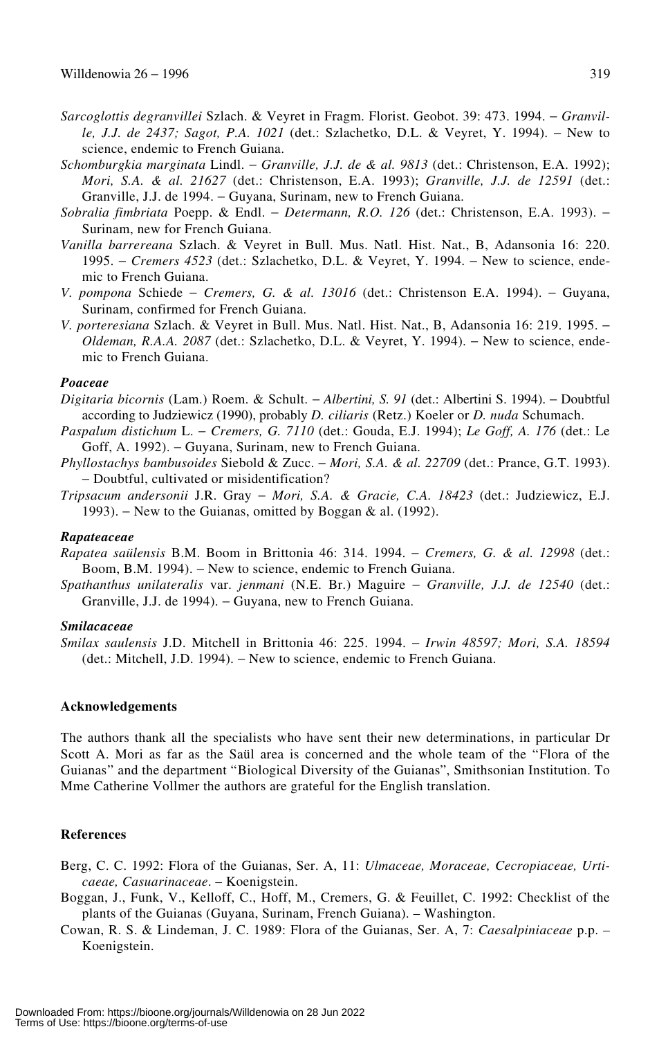*Sarcoglottis degranvillei* Szlach. & Veyret in Fragm. Florist. Geobot. 39: 473. 1994. – *Granville, J.J. de 2437; Sagot, P.A. 1021* (det.: Szlachetko, D.L. & Veyret, Y. 1994). – New to science, endemic to French Guiana.

*Schomburgkia marginata* Lindl. – *Granville, J.J. de & al. 9813* (det.: Christenson, E.A. 1992); *Mori, S.A. & al. 21627* (det.: Christenson, E.A. 1993); *Granville, J.J. de 12591* (det.: Granville, J.J. de 1994. – Guyana, Surinam, new to French Guiana.

*Sobralia fimbriata* Poepp. & Endl. – *Determann, R.O. 126* (det.: Christenson, E.A. 1993). – Surinam, new for French Guiana.

*Vanilla barrereana* Szlach. & Veyret in Bull. Mus. Natl. Hist. Nat., B, Adansonia 16: 220. 1995. – *Cremers 4523* (det.: Szlachetko, D.L. & Veyret, Y. 1994. – New to science, endemic to French Guiana.

*V. pompona* Schiede – *Cremers, G. & al. 13016* (det.: Christenson E.A. 1994). – Guyana, Surinam, confirmed for French Guiana.

*V. porteresiana* Szlach. & Veyret in Bull. Mus. Natl. Hist. Nat., B, Adansonia 16: 219. 1995. – *Oldeman, R.A.A. 2087* (det.: Szlachetko, D.L. & Veyret, Y. 1994). – New to science, endemic to French Guiana.

#### *Poaceae*

*Digitaria bicornis* (Lam.) Roem. & Schult. – *Albertini, S. 91* (det.: Albertini S. 1994). – Doubtful according to Judziewicz (1990), probably *D. ciliaris* (Retz.) Koeler or *D. nuda* Schumach.

*Paspalum distichum* L. – *Cremers, G. 7110* (det.: Gouda, E.J. 1994); *Le Goff, A. 176* (det.: Le Goff, A. 1992). – Guyana, Surinam, new to French Guiana.

*Phyllostachys bambusoides* Siebold & Zucc. – *Mori, S.A. & al. 22709* (det.: Prance, G.T. 1993). – Doubtful, cultivated or misidentification?

*Tripsacum andersonii* J.R. Gray – *Mori, S.A. & Gracie, C.A. 18423* (det.: Judziewicz, E.J. 1993). – New to the Guianas, omitted by Boggan & al. (1992).

#### *Rapateaceae*

*Rapatea saülensis* B.M. Boom in Brittonia 46: 314. 1994. – *Cremers, G. & al. 12998* (det.: Boom, B.M. 1994). – New to science, endemic to French Guiana.

*Spathanthus unilateralis* var. *jenmani* (N.E. Br.) Maguire – *Granville, J.J. de 12540* (det.: Granville, J.J. de 1994). – Guyana, new to French Guiana.

#### *Smilacaceae*

*Smilax saulensis* J.D. Mitchell in Brittonia 46: 225. 1994. – *Irwin 48597; Mori, S.A. 18594* (det.: Mitchell, J.D. 1994). – New to science, endemic to French Guiana.

### Acknowledgements

The authors thank all the specialists who have sent their new determinations, in particular Dr Scott A. Mori as far as the Saül area is concerned and the whole team of the "Flora of the Guianas" and the department "Biological Diversity of the Guianas", Smithsonian Institution. To Mme Catherine Vollmer the authors are grateful for the English translation.

### References

Berg, C. C. 1992: Flora of the Guianas, Ser. A, 11: *Ulmaceae, Moraceae, Cecropiaceae, Urticaeae, Casuarinaceae*. – Koenigstein.

Boggan, J., Funk, V., Kelloff, C., Hoff, M., Cremers, G. & Feuillet, C. 1992: Checklist of the plants of the Guianas (Guyana, Surinam, French Guiana). – Washington.

Cowan, R. S. & Lindeman, J. C. 1989: Flora of the Guianas, Ser. A, 7: *Caesalpiniaceae* p.p. – Koenigstein.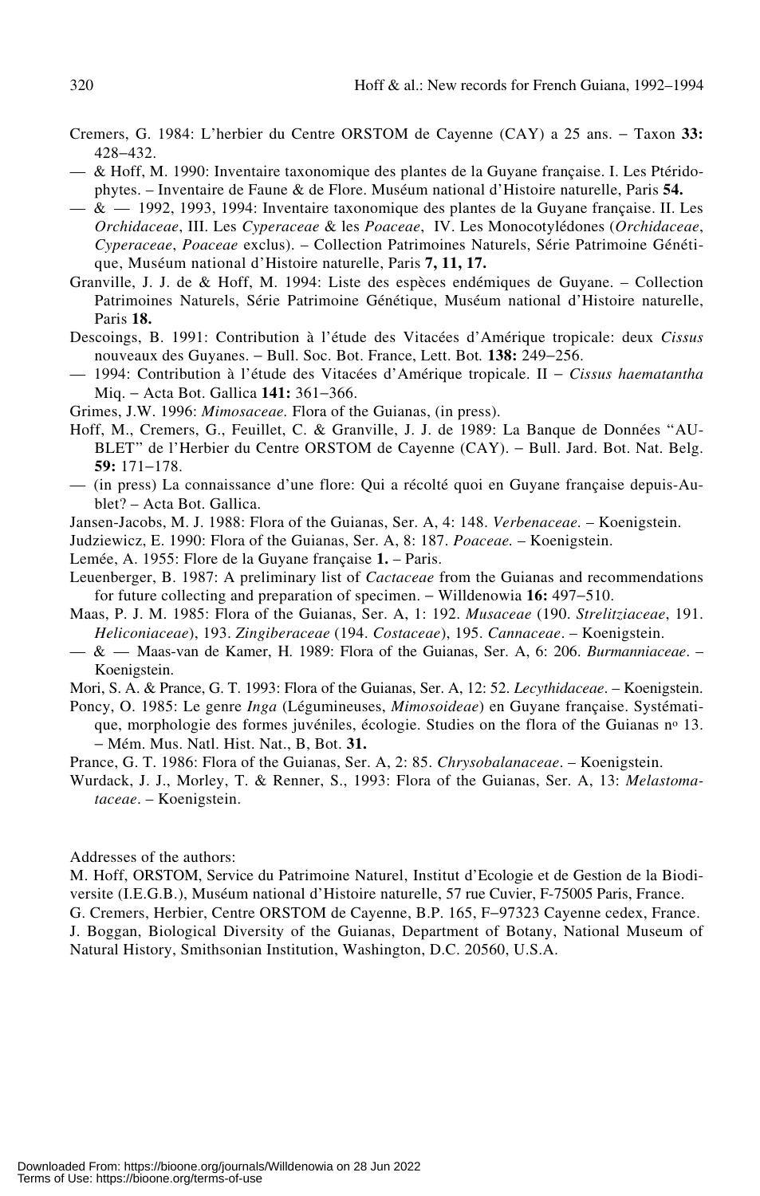Cremers, G. 1984: L'herbier du Centre ORSTOM de Cayenne (CAY) a 25 ans. – Taxon **33:** 428–432.

— & Hoff, M. 1990: Inventaire taxonomique des plantes de la Guyane française. I. Les Ptéridophytes. – Inventaire de Faune & de Flore. Muséum national d'Histoire naturelle, Paris **54.**

— & — 1992, 1993, 1994: Inventaire taxonomique des plantes de la Guyane française. II. Les *Orchidaceae*, III. Les *Cyperaceae* & les *Poaceae*, IV. Les Monocotylédones (*Orchidaceae*, *Cyperaceae*, *Poaceae* exclus). – Collection Patrimoines Naturels, Série Patrimoine Génétique, Muséum national d'Histoire naturelle, Paris **7, 11, 17.**

Granville, J. J. de & Hoff, M. 1994: Liste des espèces endémiques de Guyane. – Collection Patrimoines Naturels, Série Patrimoine Génétique, Muséum national d'Histoire naturelle, Paris **18.**

Descoings, B. 1991: Contribution à l'étude des Vitacées d'Amérique tropicale: deux *Cissus* nouveaux des Guyanes. – Bull. Soc. Bot. France, Lett. Bot. **138:** 249–256.

— 1994: Contribution à l'étude des Vitacées d'Amérique tropicale. II – *Cissus haematantha* Miq. – Acta Bot. Gallica **141:** 361–366.

Grimes, J.W. 1996: *Mimosaceae.* Flora of the Guianas, (in press).

Hoff, M., Cremers, G., Feuillet, C. & Granville, J. J. de 1989: La Banque de Données "AUBLET" de l'Herbier du Centre ORSTOM de Cayenne (CAY). – Bull. Jard. Bot. Nat. Belg. **59:** 171–178.

— (in press) La connaissance d'une flore: Qui a récolté quoi en Guyane française depuis-Aublet? – Acta Bot. Gallica.

Jansen-Jacobs, M. J. 1988: Flora of the Guianas, Ser. A, 4: 148. *Verbenaceae.* – Koenigstein.

Judziewicz, E. 1990: Flora of the Guianas, Ser. A, 8: 187. *Poaceae.* – Koenigstein.

Lemée, A. 1955: Flore de la Guyane française **1.** – Paris.

Leuenberger, B. 1987: A preliminary list of *Cactaceae* from the Guianas and recommendations for future collecting and preparation of specimen. – Willdenowia **16:** 497–510.

Maas, P. J. M. 1985: Flora of the Guianas, Ser. A, 1: 192. *Musaceae* (190. *Strelitziaceae*, 191. *Heliconiaceae*), 193. *Zingiberaceae* (194. *Costaceae*), 195. *Cannaceae*. – Koenigstein.

— & — Maas-van de Kamer, H. 1989: Flora of the Guianas, Ser. A, 6: 206. *Burmanniaceae*. – Koenigstein.

Mori, S. A. & Prance, G. T. 1993: Flora of the Guianas, Ser. A, 12: 52. *Lecythidaceae*. – Koenigstein.

Poncy, O. 1985: Le genre *Inga* (Légumineuses, *Mimosoideae*) en Guyane française. Systématique, morphologie des formes juvéniles, écologie. Studies on the flora of the Guianas nº 13. – Mém. Mus. Natl. Hist. Nat., B, Bot. **31.**

Prance, G. T. 1986: Flora of the Guianas, Ser. A, 2: 85. *Chrysobalanaceae*. – Koenigstein.

Wurdack, J. J., Morley, T. & Renner, S., 1993: Flora of the Guianas, Ser. A, 13: *Melastomataceae*. – Koenigstein.

Addresses of the authors:

M. Hoff, ORSTOM, Service du Patrimoine Naturel, Institut d'Ecologie et de Gestion de la Biodiversite (I.E.G.B.), Muséum national d'Histoire naturelle, 57 rue Cuvier, F-75005 Paris, France.

G. Cremers, Herbier, Centre ORSTOM de Cayenne, B.P. 165, F–97323 Cayenne cedex, France.

J. Boggan, Biological Diversity of the Guianas, Department of Botany, National Museum of Natural History, Smithsonian Institution, Washington, D.C. 20560, U.S.A.